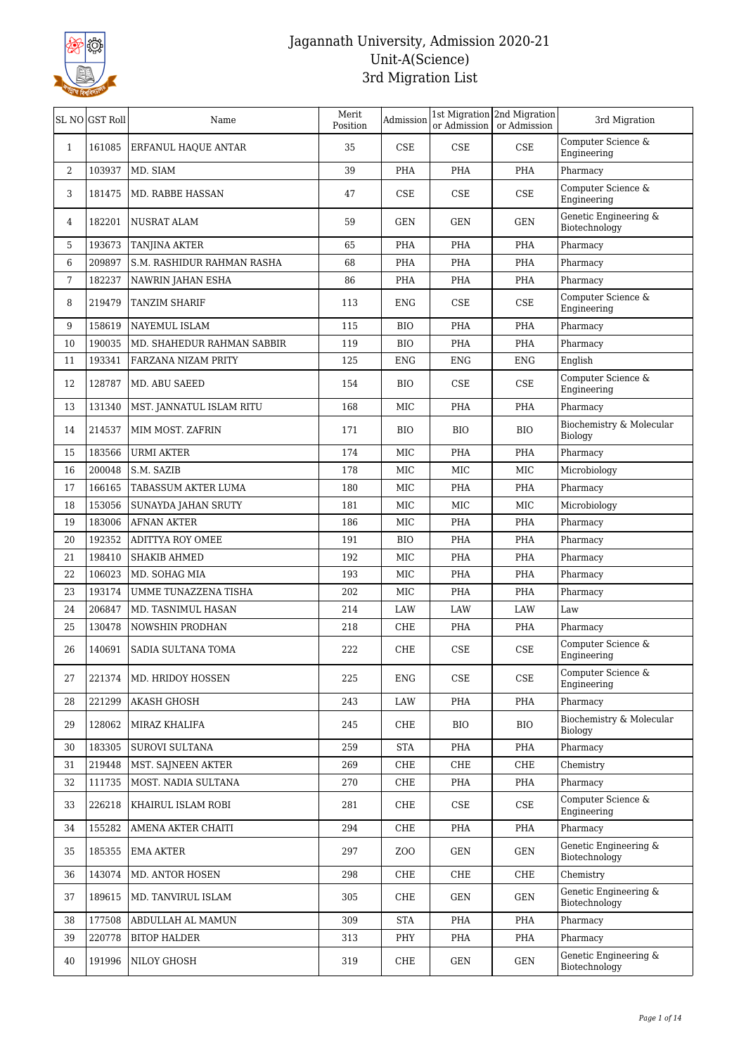# Jagannath University, Admission 2020-21
## Unit-A(Science)
## 3rd Migration List

| SL NO | GST Roll | Name | Merit Position | Admission | 1st Migration or Admission | 2nd Migration or Admission | 3rd Migration |
|---|---|---|---|---|---|---|---|
| 1 | 161085 | ERFANUL HAQUE ANTAR | 35 | CSE | CSE | CSE | Computer Science & Engineering |
| 2 | 103937 | MD. SIAM | 39 | PHA | PHA | PHA | Pharmacy |
| 3 | 181475 | MD. RABBE HASSAN | 47 | CSE | CSE | CSE | Computer Science & Engineering |
| 4 | 182201 | NUSRAT ALAM | 59 | GEN | GEN | GEN | Genetic Engineering & Biotechnology |
| 5 | 193673 | TANJINA AKTER | 65 | PHA | PHA | PHA | Pharmacy |
| 6 | 209897 | S.M. RASHIDUR RAHMAN RASHA | 68 | PHA | PHA | PHA | Pharmacy |
| 7 | 182237 | NAWRIN JAHAN ESHA | 86 | PHA | PHA | PHA | Pharmacy |
| 8 | 219479 | TANZIM SHARIF | 113 | ENG | CSE | CSE | Computer Science & Engineering |
| 9 | 158619 | NAYEMUL ISLAM | 115 | BIO | PHA | PHA | Pharmacy |
| 10 | 190035 | MD. SHAHEDUR RAHMAN SABBIR | 119 | BIO | PHA | PHA | Pharmacy |
| 11 | 193341 | FARZANA NIZAM PRITY | 125 | ENG | ENG | ENG | English |
| 12 | 128787 | MD. ABU SAEED | 154 | BIO | CSE | CSE | Computer Science & Engineering |
| 13 | 131340 | MST. JANNATUL ISLAM RITU | 168 | MIC | PHA | PHA | Pharmacy |
| 14 | 214537 | MIM MOST. ZAFRIN | 171 | BIO | BIO | BIO | Biochemistry & Molecular Biology |
| 15 | 183566 | URMI AKTER | 174 | MIC | PHA | PHA | Pharmacy |
| 16 | 200048 | S.M. SAZIB | 178 | MIC | MIC | MIC | Microbiology |
| 17 | 166165 | TABASSUM AKTER LUMA | 180 | MIC | PHA | PHA | Pharmacy |
| 18 | 153056 | SUNAYDA JAHAN SRUTY | 181 | MIC | MIC | MIC | Microbiology |
| 19 | 183006 | AFNAN AKTER | 186 | MIC | PHA | PHA | Pharmacy |
| 20 | 192352 | ADITTYA ROY OMEE | 191 | BIO | PHA | PHA | Pharmacy |
| 21 | 198410 | SHAKIB AHMED | 192 | MIC | PHA | PHA | Pharmacy |
| 22 | 106023 | MD. SOHAG MIA | 193 | MIC | PHA | PHA | Pharmacy |
| 23 | 193174 | UMME TUNAZZENA TISHA | 202 | MIC | PHA | PHA | Pharmacy |
| 24 | 206847 | MD. TASNIMUL HASAN | 214 | LAW | LAW | LAW | Law |
| 25 | 130478 | NOWSHIN PRODHAN | 218 | CHE | PHA | PHA | Pharmacy |
| 26 | 140691 | SADIA SULTANA TOMA | 222 | CHE | CSE | CSE | Computer Science & Engineering |
| 27 | 221374 | MD. HRIDOY HOSSEN | 225 | ENG | CSE | CSE | Computer Science & Engineering |
| 28 | 221299 | AKASH GHOSH | 243 | LAW | PHA | PHA | Pharmacy |
| 29 | 128062 | MIRAZ KHALIFA | 245 | CHE | BIO | BIO | Biochemistry & Molecular Biology |
| 30 | 183305 | SUROVI SULTANA | 259 | STA | PHA | PHA | Pharmacy |
| 31 | 219448 | MST. SAJNEEN AKTER | 269 | CHE | CHE | CHE | Chemistry |
| 32 | 111735 | MOST. NADIA SULTANA | 270 | CHE | PHA | PHA | Pharmacy |
| 33 | 226218 | KHAIRUL ISLAM ROBI | 281 | CHE | CSE | CSE | Computer Science & Engineering |
| 34 | 155282 | AMENA AKTER CHAITI | 294 | CHE | PHA | PHA | Pharmacy |
| 35 | 185355 | EMA AKTER | 297 | ZOO | GEN | GEN | Genetic Engineering & Biotechnology |
| 36 | 143074 | MD. ANTOR HOSEN | 298 | CHE | CHE | CHE | Chemistry |
| 37 | 189615 | MD. TANVIRUL ISLAM | 305 | CHE | GEN | GEN | Genetic Engineering & Biotechnology |
| 38 | 177508 | ABDULLAH AL MAMUN | 309 | STA | PHA | PHA | Pharmacy |
| 39 | 220778 | BITOP HALDER | 313 | PHY | PHA | PHA | Pharmacy |
| 40 | 191996 | NILOY GHOSH | 319 | CHE | GEN | GEN | Genetic Engineering & Biotechnology |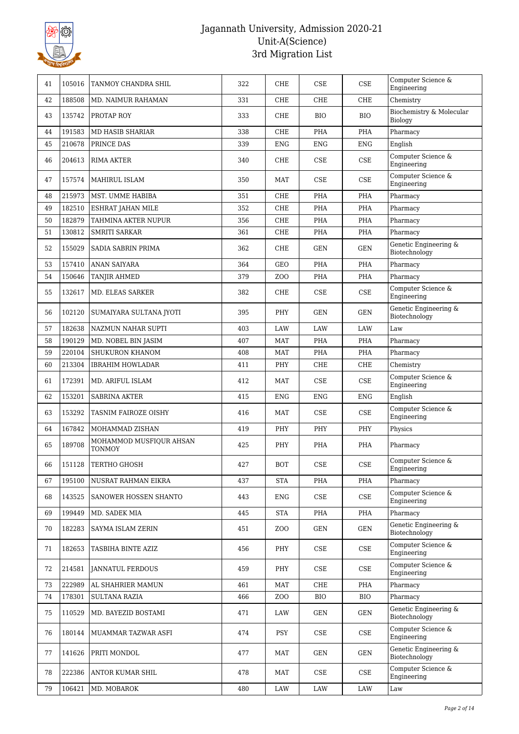| 41 | 105016 | TANMOY CHANDRA SHIL | 322 | CHE | CSE | CSE | Computer Science & Engineering |
|---|---|---|---|---|---|---|---|
| 42 | 188508 | MD. NAIMUR RAHAMAN | 331 | CHE | CHE | CHE | Chemistry |
| 43 | 135742 | PROTAP ROY | 333 | CHE | BIO | BIO | Biochemistry & Molecular Biology |
| 44 | 191583 | MD HASIB SHARIAR | 338 | CHE | PHA | PHA | Pharmacy |
| 45 | 210678 | PRINCE DAS | 339 | ENG | ENG | ENG | English |
| 46 | 204613 | RIMA AKTER | 340 | CHE | CSE | CSE | Computer Science & Engineering |
| 47 | 157574 | MAHIRUL ISLAM | 350 | MAT | CSE | CSE | Computer Science & Engineering |
| 48 | 215973 | MST. UMME HABIBA | 351 | CHE | PHA | PHA | Pharmacy |
| 49 | 182510 | ESHRAT JAHAN MILE | 352 | CHE | PHA | PHA | Pharmacy |
| 50 | 182879 | TAHMINA AKTER NUPUR | 356 | CHE | PHA | PHA | Pharmacy |
| 51 | 130812 | SMRITI SARKAR | 361 | CHE | PHA | PHA | Pharmacy |
| 52 | 155029 | SADIA SABRIN PRIMA | 362 | CHE | GEN | GEN | Genetic Engineering & Biotechnology |
| 53 | 157410 | ANAN SAIYARA | 364 | GEO | PHA | PHA | Pharmacy |
| 54 | 150646 | TANJIR AHMED | 379 | ZOO | PHA | PHA | Pharmacy |
| 55 | 132617 | MD. ELEAS SARKER | 382 | CHE | CSE | CSE | Computer Science & Engineering |
| 56 | 102120 | SUMAIYARA SULTANA JYOTI | 395 | PHY | GEN | GEN | Genetic Engineering & Biotechnology |
| 57 | 182638 | NAZMUN NAHAR SUPTI | 403 | LAW | LAW | LAW | Law |
| 58 | 190129 | MD. NOBEL BIN JASIM | 407 | MAT | PHA | PHA | Pharmacy |
| 59 | 220104 | SHUKURON KHANOM | 408 | MAT | PHA | PHA | Pharmacy |
| 60 | 213304 | IBRAHIM HOWLADAR | 411 | PHY | CHE | CHE | Chemistry |
| 61 | 172391 | MD. ARIFUL ISLAM | 412 | MAT | CSE | CSE | Computer Science & Engineering |
| 62 | 153201 | SABRINA AKTER | 415 | ENG | ENG | ENG | English |
| 63 | 153292 | TASNIM FAIROZE OISHY | 416 | MAT | CSE | CSE | Computer Science & Engineering |
| 64 | 167842 | MOHAMMAD ZISHAN | 419 | PHY | PHY | PHY | Physics |
| 65 | 189708 | MOHAMMOD MUSFIQUR AHSAN TONMOY | 425 | PHY | PHA | PHA | Pharmacy |
| 66 | 151128 | TERTHO GHOSH | 427 | BOT | CSE | CSE | Computer Science & Engineering |
| 67 | 195100 | NUSRAT RAHMAN EIKRA | 437 | STA | PHA | PHA | Pharmacy |
| 68 | 143525 | SANOWER HOSSEN SHANTO | 443 | ENG | CSE | CSE | Computer Science & Engineering |
| 69 | 199449 | MD. SADEK MIA | 445 | STA | PHA | PHA | Pharmacy |
| 70 | 182283 | SAYMA ISLAM ZERIN | 451 | ZOO | GEN | GEN | Genetic Engineering & Biotechnology |
| 71 | 182653 | TASBIHA BINTE AZIZ | 456 | PHY | CSE | CSE | Computer Science & Engineering |
| 72 | 214581 | JANNATUL FERDOUS | 459 | PHY | CSE | CSE | Computer Science & Engineering |
| 73 | 222989 | AL SHAHRIER MAMUN | 461 | MAT | CHE | PHA | Pharmacy |
| 74 | 178301 | SULTANA RAZIA | 466 | ZOO | BIO | BIO | Pharmacy |
| 75 | 110529 | MD. BAYEZID BOSTAMI | 471 | LAW | GEN | GEN | Genetic Engineering & Biotechnology |
| 76 | 180144 | MUAMMAR TAZWAR ASFI | 474 | PSY | CSE | CSE | Computer Science & Engineering |
| 77 | 141626 | PRITI MONDOL | 477 | MAT | GEN | GEN | Genetic Engineering & Biotechnology |
| 78 | 222386 | ANTOR KUMAR SHIL | 478 | MAT | CSE | CSE | Computer Science & Engineering |
| 79 | 106421 | MD. MOBAROK | 480 | LAW | LAW | LAW | Law |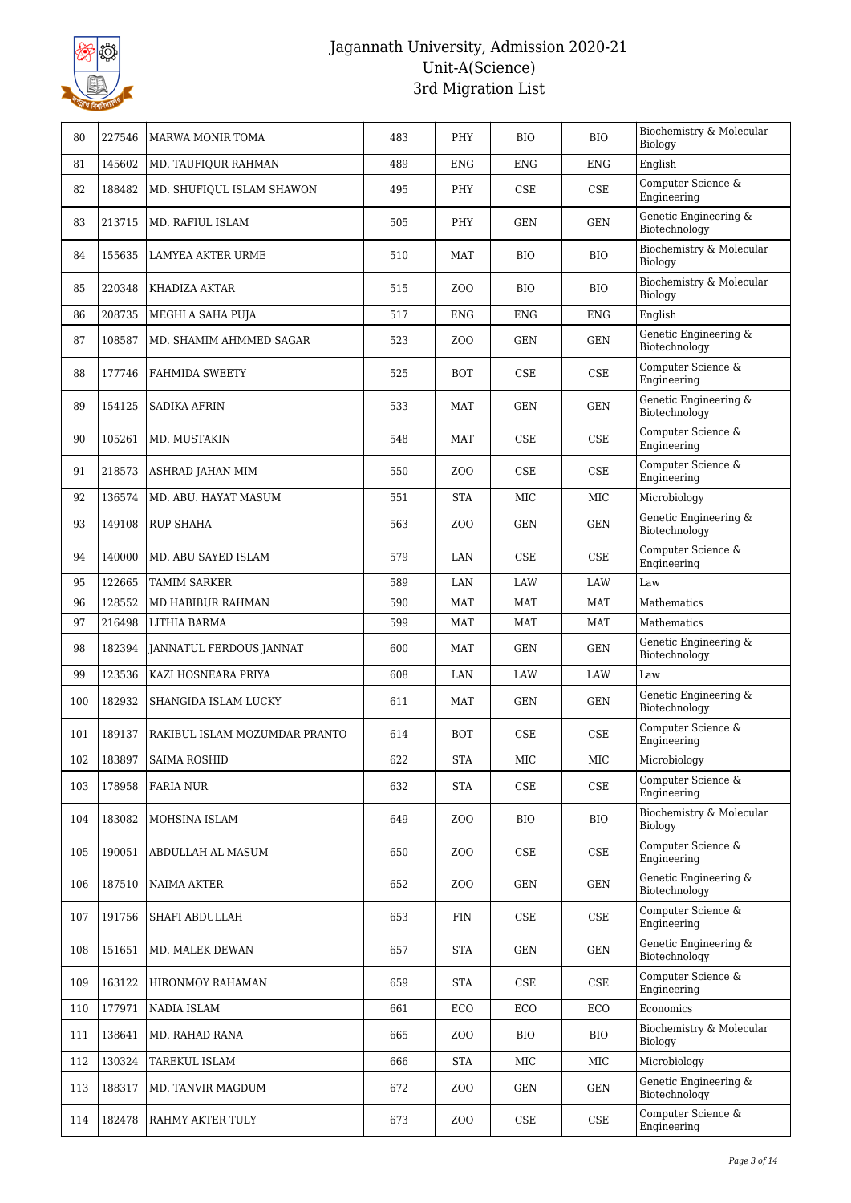# Jagannath University, Admission 2020-21
## Unit-A(Science)
## 3rd Migration List

| | | | | | | | |
|---|---|---|---|---|---|---|---|
| 80 | 227546 | MARWA MONIR TOMA | 483 | PHY | BIO | BIO | Biochemistry & Molecular Biology |
| 81 | 145602 | MD. TAUFIQUR RAHMAN | 489 | ENG | ENG | ENG | English |
| 82 | 188482 | MD. SHUFIQUL ISLAM SHAWON | 495 | PHY | CSE | CSE | Computer Science & Engineering |
| 83 | 213715 | MD. RAFIUL ISLAM | 505 | PHY | GEN | GEN | Genetic Engineering & Biotechnology |
| 84 | 155635 | LAMYEA AKTER URME | 510 | MAT | BIO | BIO | Biochemistry & Molecular Biology |
| 85 | 220348 | KHADIZA AKTAR | 515 | ZOO | BIO | BIO | Biochemistry & Molecular Biology |
| 86 | 208735 | MEGHLA SAHA PUJA | 517 | ENG | ENG | ENG | English |
| 87 | 108587 | MD. SHAMIM AHMMED SAGAR | 523 | ZOO | GEN | GEN | Genetic Engineering & Biotechnology |
| 88 | 177746 | FAHMIDA SWEETY | 525 | BOT | CSE | CSE | Computer Science & Engineering |
| 89 | 154125 | SADIKA AFRIN | 533 | MAT | GEN | GEN | Genetic Engineering & Biotechnology |
| 90 | 105261 | MD. MUSTAKIN | 548 | MAT | CSE | CSE | Computer Science & Engineering |
| 91 | 218573 | ASHRAD JAHAN MIM | 550 | ZOO | CSE | CSE | Computer Science & Engineering |
| 92 | 136574 | MD. ABU. HAYAT MASUM | 551 | STA | MIC | MIC | Microbiology |
| 93 | 149108 | RUP SHAHA | 563 | ZOO | GEN | GEN | Genetic Engineering & Biotechnology |
| 94 | 140000 | MD. ABU SAYED ISLAM | 579 | LAN | CSE | CSE | Computer Science & Engineering |
| 95 | 122665 | TAMIM SARKER | 589 | LAN | LAW | LAW | Law |
| 96 | 128552 | MD HABIBUR RAHMAN | 590 | MAT | MAT | MAT | Mathematics |
| 97 | 216498 | LITHIA BARMA | 599 | MAT | MAT | MAT | Mathematics |
| 98 | 182394 | JANNATUL FERDOUS JANNAT | 600 | MAT | GEN | GEN | Genetic Engineering & Biotechnology |
| 99 | 123536 | KAZI HOSNEARA PRIYA | 608 | LAN | LAW | LAW | Law |
| 100 | 182932 | SHANGIDA ISLAM LUCKY | 611 | MAT | GEN | GEN | Genetic Engineering & Biotechnology |
| 101 | 189137 | RAKIBUL ISLAM MOZUMDAR PRANTO | 614 | BOT | CSE | CSE | Computer Science & Engineering |
| 102 | 183897 | SAIMA ROSHID | 622 | STA | MIC | MIC | Microbiology |
| 103 | 178958 | FARIA NUR | 632 | STA | CSE | CSE | Computer Science & Engineering |
| 104 | 183082 | MOHSINA ISLAM | 649 | ZOO | BIO | BIO | Biochemistry & Molecular Biology |
| 105 | 190051 | ABDULLAH AL MASUM | 650 | ZOO | CSE | CSE | Computer Science & Engineering |
| 106 | 187510 | NAIMA AKTER | 652 | ZOO | GEN | GEN | Genetic Engineering & Biotechnology |
| 107 | 191756 | SHAFI ABDULLAH | 653 | FIN | CSE | CSE | Computer Science & Engineering |
| 108 | 151651 | MD. MALEK DEWAN | 657 | STA | GEN | GEN | Genetic Engineering & Biotechnology |
| 109 | 163122 | HIRONMOY RAHAMAN | 659 | STA | CSE | CSE | Computer Science & Engineering |
| 110 | 177971 | NADIA ISLAM | 661 | ECO | ECO | ECO | Economics |
| 111 | 138641 | MD. RAHAD RANA | 665 | ZOO | BIO | BIO | Biochemistry & Molecular Biology |
| 112 | 130324 | TAREKUL ISLAM | 666 | STA | MIC | MIC | Microbiology |
| 113 | 188317 | MD. TANVIR MAGDUM | 672 | ZOO | GEN | GEN | Genetic Engineering & Biotechnology |
| 114 | 182478 | RAHMY AKTER TULY | 673 | ZOO | CSE | CSE | Computer Science & Engineering |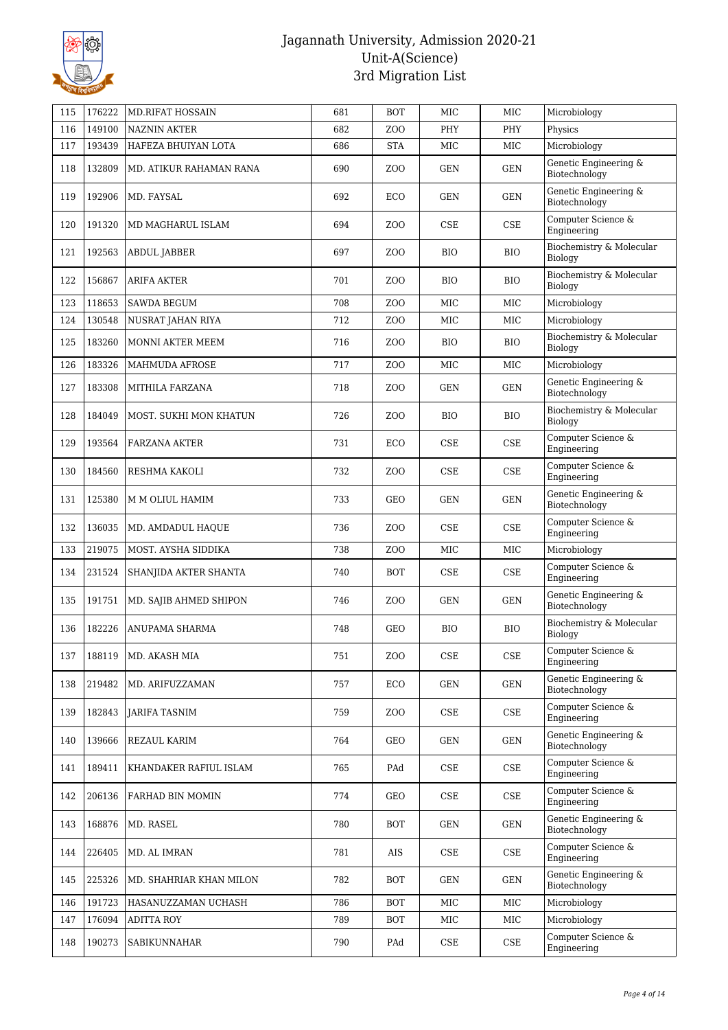| 115 | 176222 | MD.RIFAT HOSSAIN | 681 | BOT | MIC | MIC | Microbiology |
|---|---|---|---|---|---|---|---|
| 116 | 149100 | NAZNIN AKTER | 682 | ZOO | PHY | PHY | Physics |
| 117 | 193439 | HAFEZA BHUIYAN LOTA | 686 | STA | MIC | MIC | Microbiology |
| 118 | 132809 | MD. ATIKUR RAHAMAN RANA | 690 | ZOO | GEN | GEN | Genetic Engineering & Biotechnology |
| 119 | 192906 | MD. FAYSAL | 692 | ECO | GEN | GEN | Genetic Engineering & Biotechnology |
| 120 | 191320 | MD MAGHARUL ISLAM | 694 | ZOO | CSE | CSE | Computer Science & Engineering |
| 121 | 192563 | ABDUL JABBER | 697 | ZOO | BIO | BIO | Biochemistry & Molecular Biology |
| 122 | 156867 | ARIFA AKTER | 701 | ZOO | BIO | BIO | Biochemistry & Molecular Biology |
| 123 | 118653 | SAWDA BEGUM | 708 | ZOO | MIC | MIC | Microbiology |
| 124 | 130548 | NUSRAT JAHAN RIYA | 712 | ZOO | MIC | MIC | Microbiology |
| 125 | 183260 | MONNI AKTER MEEM | 716 | ZOO | BIO | BIO | Biochemistry & Molecular Biology |
| 126 | 183326 | MAHMUDA AFROSE | 717 | ZOO | MIC | MIC | Microbiology |
| 127 | 183308 | MITHILA FARZANA | 718 | ZOO | GEN | GEN | Genetic Engineering & Biotechnology |
| 128 | 184049 | MOST. SUKHI MON KHATUN | 726 | ZOO | BIO | BIO | Biochemistry & Molecular Biology |
| 129 | 193564 | FARZANA AKTER | 731 | ECO | CSE | CSE | Computer Science & Engineering |
| 130 | 184560 | RESHMA KAKOLI | 732 | ZOO | CSE | CSE | Computer Science & Engineering |
| 131 | 125380 | M M OLIUL HAMIM | 733 | GEO | GEN | GEN | Genetic Engineering & Biotechnology |
| 132 | 136035 | MD. AMDADUL HAQUE | 736 | ZOO | CSE | CSE | Computer Science & Engineering |
| 133 | 219075 | MOST. AYSHA SIDDIKA | 738 | ZOO | MIC | MIC | Microbiology |
| 134 | 231524 | SHANJIDA AKTER SHANTA | 740 | BOT | CSE | CSE | Computer Science & Engineering |
| 135 | 191751 | MD. SAJIB AHMED SHIPON | 746 | ZOO | GEN | GEN | Genetic Engineering & Biotechnology |
| 136 | 182226 | ANUPAMA SHARMA | 748 | GEO | BIO | BIO | Biochemistry & Molecular Biology |
| 137 | 188119 | MD. AKASH MIA | 751 | ZOO | CSE | CSE | Computer Science & Engineering |
| 138 | 219482 | MD. ARIFUZZAMAN | 757 | ECO | GEN | GEN | Genetic Engineering & Biotechnology |
| 139 | 182843 | JARIFA TASNIM | 759 | ZOO | CSE | CSE | Computer Science & Engineering |
| 140 | 139666 | REZAUL KARIM | 764 | GEO | GEN | GEN | Genetic Engineering & Biotechnology |
| 141 | 189411 | KHANDAKER RAFIUL ISLAM | 765 | PAd | CSE | CSE | Computer Science & Engineering |
| 142 | 206136 | FARHAD BIN MOMIN | 774 | GEO | CSE | CSE | Computer Science & Engineering |
| 143 | 168876 | MD. RASEL | 780 | BOT | GEN | GEN | Genetic Engineering & Biotechnology |
| 144 | 226405 | MD. AL IMRAN | 781 | AIS | CSE | CSE | Computer Science & Engineering |
| 145 | 225326 | MD. SHAHRIAR KHAN MILON | 782 | BOT | GEN | GEN | Genetic Engineering & Biotechnology |
| 146 | 191723 | HASANUZZAMAN UCHASH | 786 | BOT | MIC | MIC | Microbiology |
| 147 | 176094 | ADITTA ROY | 789 | BOT | MIC | MIC | Microbiology |
| 148 | 190273 | SABIKUNNAHAR | 790 | PAd | CSE | CSE | Computer Science & Engineering |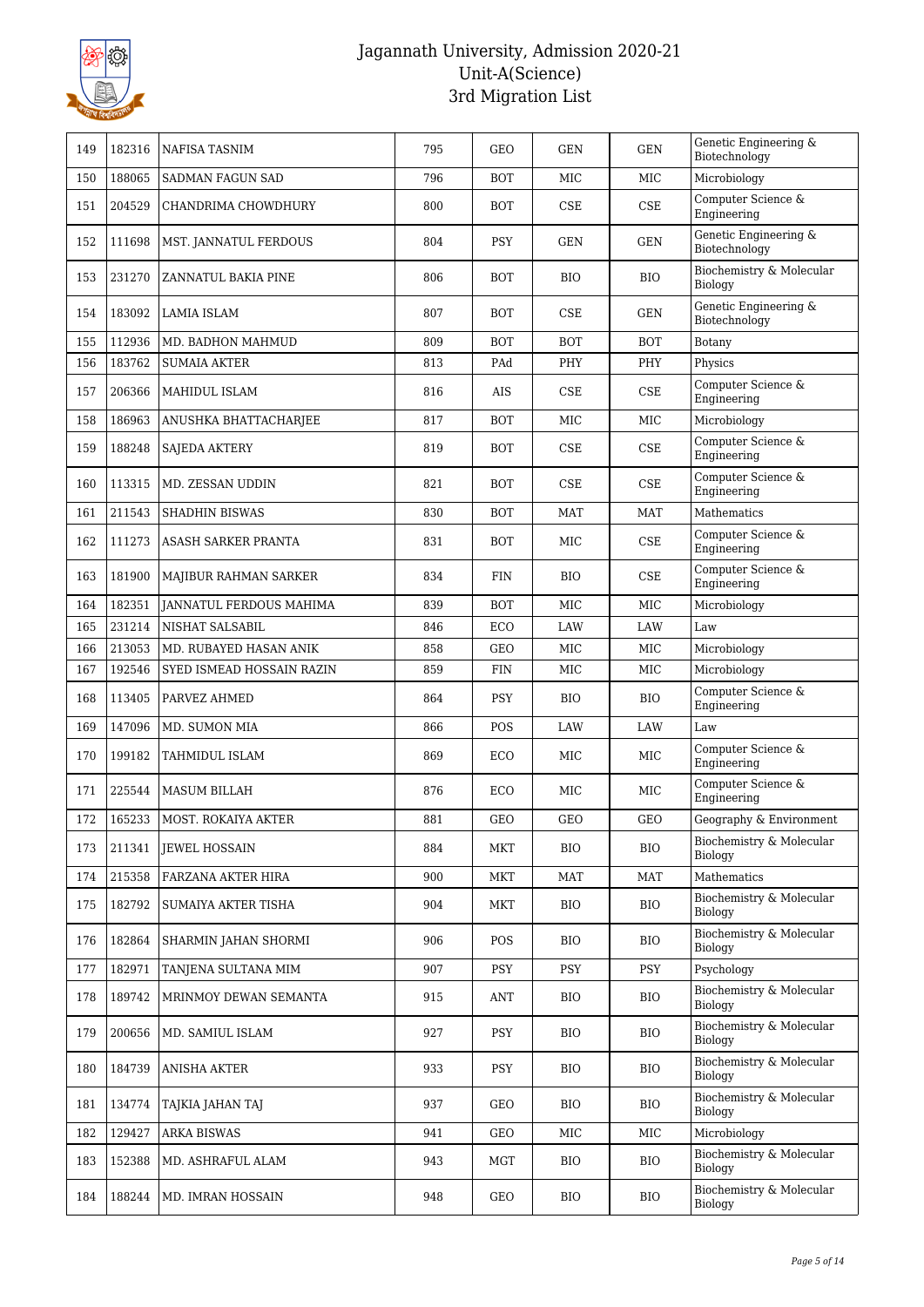# Jagannath University, Admission 2020-21
## Unit-A(Science)
## 3rd Migration List

| | | | | | | | |
|---|---|---|---|---|---|---|---|
| 149 | 182316 | NAFISA TASNIM | 795 | GEO | GEN | GEN | Genetic Engineering & Biotechnology |
| 150 | 188065 | SADMAN FAGUN SAD | 796 | BOT | MIC | MIC | Microbiology |
| 151 | 204529 | CHANDRIMA CHOWDHURY | 800 | BOT | CSE | CSE | Computer Science & Engineering |
| 152 | 111698 | MST. JANNATUL FERDOUS | 804 | PSY | GEN | GEN | Genetic Engineering & Biotechnology |
| 153 | 231270 | ZANNATUL BAKIA PINE | 806 | BOT | BIO | BIO | Biochemistry & Molecular Biology |
| 154 | 183092 | LAMIA ISLAM | 807 | BOT | CSE | GEN | Genetic Engineering & Biotechnology |
| 155 | 112936 | MD. BADHON MAHMUD | 809 | BOT | BOT | BOT | Botany |
| 156 | 183762 | SUMAIA AKTER | 813 | PAd | PHY | PHY | Physics |
| 157 | 206366 | MAHIDUL ISLAM | 816 | AIS | CSE | CSE | Computer Science & Engineering |
| 158 | 186963 | ANUSHKA BHATTACHARJEE | 817 | BOT | MIC | MIC | Microbiology |
| 159 | 188248 | SAJEDA AKTERY | 819 | BOT | CSE | CSE | Computer Science & Engineering |
| 160 | 113315 | MD. ZESSAN UDDIN | 821 | BOT | CSE | CSE | Computer Science & Engineering |
| 161 | 211543 | SHADHIN BISWAS | 830 | BOT | MAT | MAT | Mathematics |
| 162 | 111273 | ASASH SARKER PRANTA | 831 | BOT | MIC | CSE | Computer Science & Engineering |
| 163 | 181900 | MAJIBUR RAHMAN SARKER | 834 | FIN | BIO | CSE | Computer Science & Engineering |
| 164 | 182351 | JANNATUL FERDOUS MAHIMA | 839 | BOT | MIC | MIC | Microbiology |
| 165 | 231214 | NISHAT SALSABIL | 846 | ECO | LAW | LAW | Law |
| 166 | 213053 | MD. RUBAYED HASAN ANIK | 858 | GEO | MIC | MIC | Microbiology |
| 167 | 192546 | SYED ISMEAD HOSSAIN RAZIN | 859 | FIN | MIC | MIC | Microbiology |
| 168 | 113405 | PARVEZ AHMED | 864 | PSY | BIO | BIO | Computer Science & Engineering |
| 169 | 147096 | MD. SUMON MIA | 866 | POS | LAW | LAW | Law |
| 170 | 199182 | TAHMIDUL ISLAM | 869 | ECO | MIC | MIC | Computer Science & Engineering |
| 171 | 225544 | MASUM BILLAH | 876 | ECO | MIC | MIC | Computer Science & Engineering |
| 172 | 165233 | MOST. ROKAIYA AKTER | 881 | GEO | GEO | GEO | Geography & Environment |
| 173 | 211341 | JEWEL HOSSAIN | 884 | MKT | BIO | BIO | Biochemistry & Molecular Biology |
| 174 | 215358 | FARZANA AKTER HIRA | 900 | MKT | MAT | MAT | Mathematics |
| 175 | 182792 | SUMAIYA AKTER TISHA | 904 | MKT | BIO | BIO | Biochemistry & Molecular Biology |
| 176 | 182864 | SHARMIN JAHAN SHORMI | 906 | POS | BIO | BIO | Biochemistry & Molecular Biology |
| 177 | 182971 | TANJENA SULTANA MIM | 907 | PSY | PSY | PSY | Psychology |
| 178 | 189742 | MRINMOY DEWAN SEMANTA | 915 | ANT | BIO | BIO | Biochemistry & Molecular Biology |
| 179 | 200656 | MD. SAMIUL ISLAM | 927 | PSY | BIO | BIO | Biochemistry & Molecular Biology |
| 180 | 184739 | ANISHA AKTER | 933 | PSY | BIO | BIO | Biochemistry & Molecular Biology |
| 181 | 134774 | TAJKIA JAHAN TAJ | 937 | GEO | BIO | BIO | Biochemistry & Molecular Biology |
| 182 | 129427 | ARKA BISWAS | 941 | GEO | MIC | MIC | Microbiology |
| 183 | 152388 | MD. ASHRAFUL ALAM | 943 | MGT | BIO | BIO | Biochemistry & Molecular Biology |
| 184 | 188244 | MD. IMRAN HOSSAIN | 948 | GEO | BIO | BIO | Biochemistry & Molecular Biology |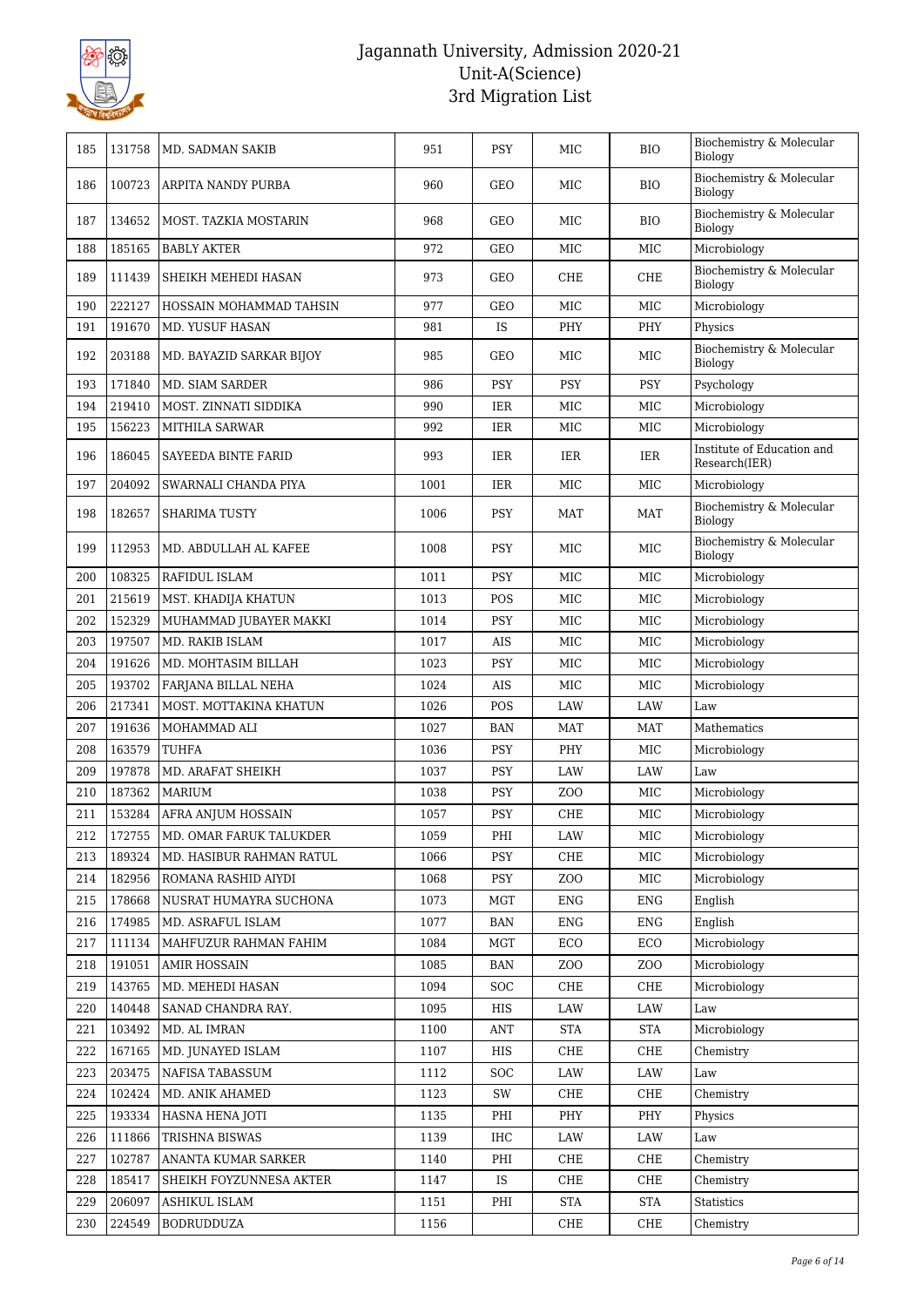| 185 | 131758 | MD. SADMAN SAKIB | 951 | PSY | MIC | BIO | Biochemistry & Molecular Biology |
|---|---|---|---|---|---|---|---|
| 186 | 100723 | ARPITA NANDY PURBA | 960 | GEO | MIC | BIO | Biochemistry & Molecular Biology |
| 187 | 134652 | MOST. TAZKIA MOSTARIN | 968 | GEO | MIC | BIO | Biochemistry & Molecular Biology |
| 188 | 185165 | BABLY AKTER | 972 | GEO | MIC | MIC | Microbiology |
| 189 | 111439 | SHEIKH MEHEDI HASAN | 973 | GEO | CHE | CHE | Biochemistry & Molecular Biology |
| 190 | 222127 | HOSSAIN MOHAMMAD TAHSIN | 977 | GEO | MIC | MIC | Microbiology |
| 191 | 191670 | MD. YUSUF HASAN | 981 | IS | PHY | PHY | Physics |
| 192 | 203188 | MD. BAYAZID SARKAR BIJOY | 985 | GEO | MIC | MIC | Biochemistry & Molecular Biology |
| 193 | 171840 | MD. SIAM SARDER | 986 | PSY | PSY | PSY | Psychology |
| 194 | 219410 | MOST. ZINNATI SIDDIKA | 990 | IER | MIC | MIC | Microbiology |
| 195 | 156223 | MITHILA SARWAR | 992 | IER | MIC | MIC | Microbiology |
| 196 | 186045 | SAYEEDA BINTE FARID | 993 | IER | IER | IER | Institute of Education and Research(IER) |
| 197 | 204092 | SWARNALI CHANDA PIYA | 1001 | IER | MIC | MIC | Microbiology |
| 198 | 182657 | SHARIMA TUSTY | 1006 | PSY | MAT | MAT | Biochemistry & Molecular Biology |
| 199 | 112953 | MD. ABDULLAH AL KAFEE | 1008 | PSY | MIC | MIC | Biochemistry & Molecular Biology |
| 200 | 108325 | RAFIDUL ISLAM | 1011 | PSY | MIC | MIC | Microbiology |
| 201 | 215619 | MST. KHADIJA KHATUN | 1013 | POS | MIC | MIC | Microbiology |
| 202 | 152329 | MUHAMMAD JUBAYER MAKKI | 1014 | PSY | MIC | MIC | Microbiology |
| 203 | 197507 | MD. RAKIB ISLAM | 1017 | AIS | MIC | MIC | Microbiology |
| 204 | 191626 | MD. MOHTASIM BILLAH | 1023 | PSY | MIC | MIC | Microbiology |
| 205 | 193702 | FARJANA BILLAL NEHA | 1024 | AIS | MIC | MIC | Microbiology |
| 206 | 217341 | MOST. MOTTAKINA KHATUN | 1026 | POS | LAW | LAW | Law |
| 207 | 191636 | MOHAMMAD ALI | 1027 | BAN | MAT | MAT | Mathematics |
| 208 | 163579 | TUHFA | 1036 | PSY | PHY | MIC | Microbiology |
| 209 | 197878 | MD. ARAFAT SHEIKH | 1037 | PSY | LAW | LAW | Law |
| 210 | 187362 | MARIUM | 1038 | PSY | ZOO | MIC | Microbiology |
| 211 | 153284 | AFRA ANJUM HOSSAIN | 1057 | PSY | CHE | MIC | Microbiology |
| 212 | 172755 | MD. OMAR FARUK TALUKDER | 1059 | PHI | LAW | MIC | Microbiology |
| 213 | 189324 | MD. HASIBUR RAHMAN RATUL | 1066 | PSY | CHE | MIC | Microbiology |
| 214 | 182956 | ROMANA RASHID AIYDI | 1068 | PSY | ZOO | MIC | Microbiology |
| 215 | 178668 | NUSRAT HUMAYRA SUCHONA | 1073 | MGT | ENG | ENG | English |
| 216 | 174985 | MD. ASRAFUL ISLAM | 1077 | BAN | ENG | ENG | English |
| 217 | 111134 | MAHFUZUR RAHMAN FAHIM | 1084 | MGT | ECO | ECO | Microbiology |
| 218 | 191051 | AMIR HOSSAIN | 1085 | BAN | ZOO | ZOO | Microbiology |
| 219 | 143765 | MD. MEHEDI HASAN | 1094 | SOC | CHE | CHE | Microbiology |
| 220 | 140448 | SANAD CHANDRA RAY. | 1095 | HIS | LAW | LAW | Law |
| 221 | 103492 | MD. AL IMRAN | 1100 | ANT | STA | STA | Microbiology |
| 222 | 167165 | MD. JUNAYED ISLAM | 1107 | HIS | CHE | CHE | Chemistry |
| 223 | 203475 | NAFISA TABASSUM | 1112 | SOC | LAW | LAW | Law |
| 224 | 102424 | MD. ANIK AHAMED | 1123 | SW | CHE | CHE | Chemistry |
| 225 | 193334 | HASNA HENA JOTI | 1135 | PHI | PHY | PHY | Physics |
| 226 | 111866 | TRISHNA BISWAS | 1139 | IHC | LAW | LAW | Law |
| 227 | 102787 | ANANTA KUMAR SARKER | 1140 | PHI | CHE | CHE | Chemistry |
| 228 | 185417 | SHEIKH FOYZUNNESA AKTER | 1147 | IS | CHE | CHE | Chemistry |
| 229 | 206097 | ASHIKUL ISLAM | 1151 | PHI | STA | STA | Statistics |
| 230 | 224549 | BODRUDDUZA | 1156 | | CHE | CHE | Chemistry |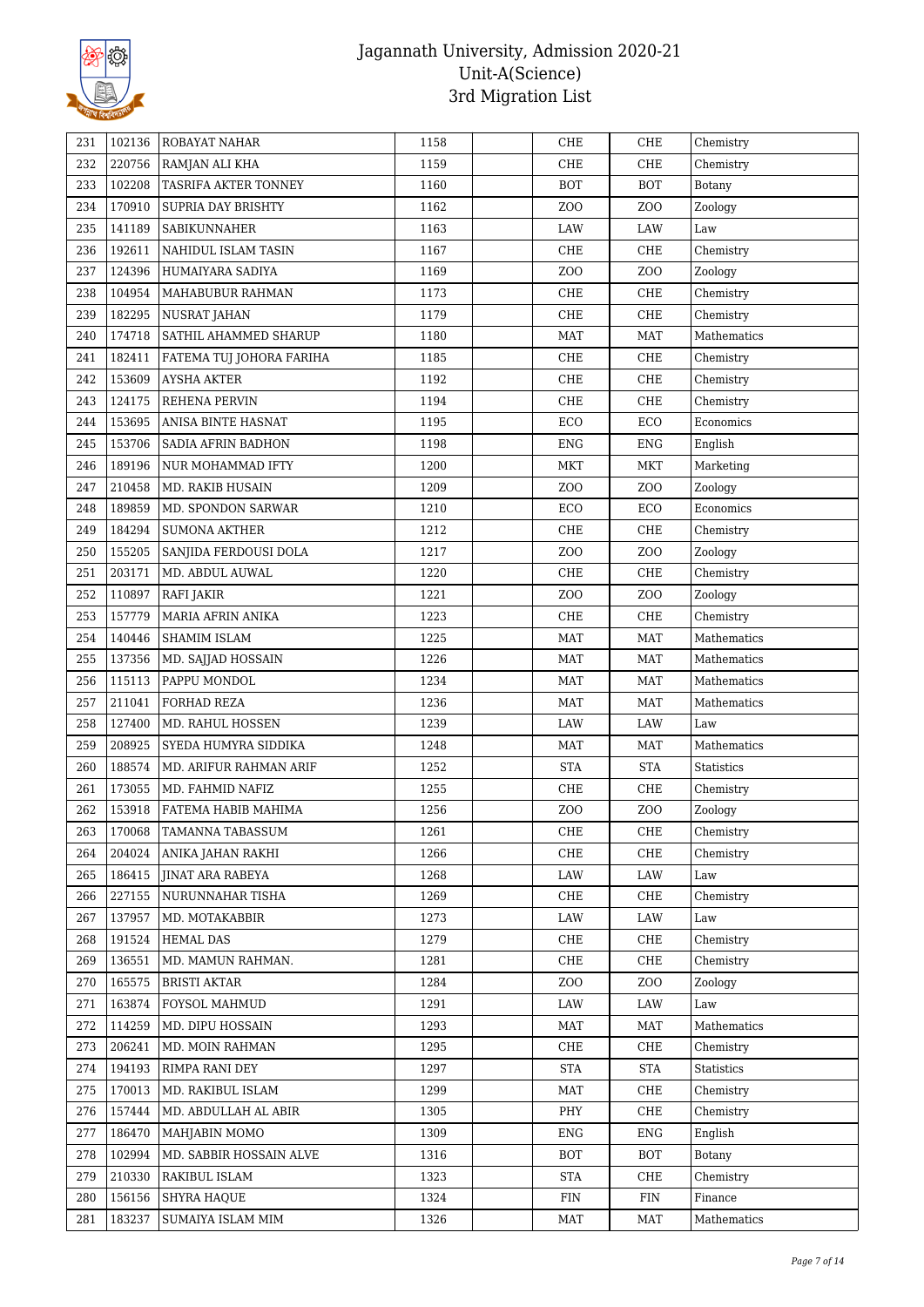| 231 | 102136 | ROBAYAT NAHAR | 1158 | | CHE | CHE | Chemistry |
|---|---|---|---|---|---|---|---|
| 232 | 220756 | RAMJAN ALI KHA | 1159 | | CHE | CHE | Chemistry |
| 233 | 102208 | TASRIFA AKTER TONNEY | 1160 | | BOT | BOT | Botany |
| 234 | 170910 | SUPRIA DAY BRISHTY | 1162 | | ZOO | ZOO | Zoology |
| 235 | 141189 | SABIKUNNAHER | 1163 | | LAW | LAW | Law |
| 236 | 192611 | NAHIDUL ISLAM TASIN | 1167 | | CHE | CHE | Chemistry |
| 237 | 124396 | HUMAIYARA SADIYA | 1169 | | ZOO | ZOO | Zoology |
| 238 | 104954 | MAHABUBUR RAHMAN | 1173 | | CHE | CHE | Chemistry |
| 239 | 182295 | NUSRAT JAHAN | 1179 | | CHE | CHE | Chemistry |
| 240 | 174718 | SATHIL AHAMMED SHARUP | 1180 | | MAT | MAT | Mathematics |
| 241 | 182411 | FATEMA TUJ JOHORA FARIHA | 1185 | | CHE | CHE | Chemistry |
| 242 | 153609 | AYSHA AKTER | 1192 | | CHE | CHE | Chemistry |
| 243 | 124175 | REHENA PERVIN | 1194 | | CHE | CHE | Chemistry |
| 244 | 153695 | ANISA BINTE HASNAT | 1195 | | ECO | ECO | Economics |
| 245 | 153706 | SADIA AFRIN BADHON | 1198 | | ENG | ENG | English |
| 246 | 189196 | NUR MOHAMMAD IFTY | 1200 | | MKT | MKT | Marketing |
| 247 | 210458 | MD. RAKIB HUSAIN | 1209 | | ZOO | ZOO | Zoology |
| 248 | 189859 | MD. SPONDON SARWAR | 1210 | | ECO | ECO | Economics |
| 249 | 184294 | SUMONA AKTHER | 1212 | | CHE | CHE | Chemistry |
| 250 | 155205 | SANJIDA FERDOUSI DOLA | 1217 | | ZOO | ZOO | Zoology |
| 251 | 203171 | MD. ABDUL AUWAL | 1220 | | CHE | CHE | Chemistry |
| 252 | 110897 | RAFI JAKIR | 1221 | | ZOO | ZOO | Zoology |
| 253 | 157779 | MARIA AFRIN ANIKA | 1223 | | CHE | CHE | Chemistry |
| 254 | 140446 | SHAMIM ISLAM | 1225 | | MAT | MAT | Mathematics |
| 255 | 137356 | MD. SAJJAD HOSSAIN | 1226 | | MAT | MAT | Mathematics |
| 256 | 115113 | PAPPU MONDOL | 1234 | | MAT | MAT | Mathematics |
| 257 | 211041 | FORHAD REZA | 1236 | | MAT | MAT | Mathematics |
| 258 | 127400 | MD. RAHUL HOSSEN | 1239 | | LAW | LAW | Law |
| 259 | 208925 | SYEDA HUMYRA SIDDIKA | 1248 | | MAT | MAT | Mathematics |
| 260 | 188574 | MD. ARIFUR RAHMAN ARIF | 1252 | | STA | STA | Statistics |
| 261 | 173055 | MD. FAHMID NAFIZ | 1255 | | CHE | CHE | Chemistry |
| 262 | 153918 | FATEMA HABIB MAHIMA | 1256 | | ZOO | ZOO | Zoology |
| 263 | 170068 | TAMANNA TABASSUM | 1261 | | CHE | CHE | Chemistry |
| 264 | 204024 | ANIKA JAHAN RAKHI | 1266 | | CHE | CHE | Chemistry |
| 265 | 186415 | JINAT ARA RABEYA | 1268 | | LAW | LAW | Law |
| 266 | 227155 | NURUNNAHAR TISHA | 1269 | | CHE | CHE | Chemistry |
| 267 | 137957 | MD. MOTAKABBIR | 1273 | | LAW | LAW | Law |
| 268 | 191524 | HEMAL DAS | 1279 | | CHE | CHE | Chemistry |
| 269 | 136551 | MD. MAMUN RAHMAN. | 1281 | | CHE | CHE | Chemistry |
| 270 | 165575 | BRISTI AKTAR | 1284 | | ZOO | ZOO | Zoology |
| 271 | 163874 | FOYSOL MAHMUD | 1291 | | LAW | LAW | Law |
| 272 | 114259 | MD. DIPU HOSSAIN | 1293 | | MAT | MAT | Mathematics |
| 273 | 206241 | MD. MOIN RAHMAN | 1295 | | CHE | CHE | Chemistry |
| 274 | 194193 | RIMPA RANI DEY | 1297 | | STA | STA | Statistics |
| 275 | 170013 | MD. RAKIBUL ISLAM | 1299 | | MAT | CHE | Chemistry |
| 276 | 157444 | MD. ABDULLAH AL ABIR | 1305 | | PHY | CHE | Chemistry |
| 277 | 186470 | MAHJABIN MOMO | 1309 | | ENG | ENG | English |
| 278 | 102994 | MD. SABBIR HOSSAIN ALVE | 1316 | | BOT | BOT | Botany |
| 279 | 210330 | RAKIBUL ISLAM | 1323 | | STA | CHE | Chemistry |
| 280 | 156156 | SHYRA HAQUE | 1324 | | FIN | FIN | Finance |
| 281 | 183237 | SUMAIYA ISLAM MIM | 1326 | | MAT | MAT | Mathematics |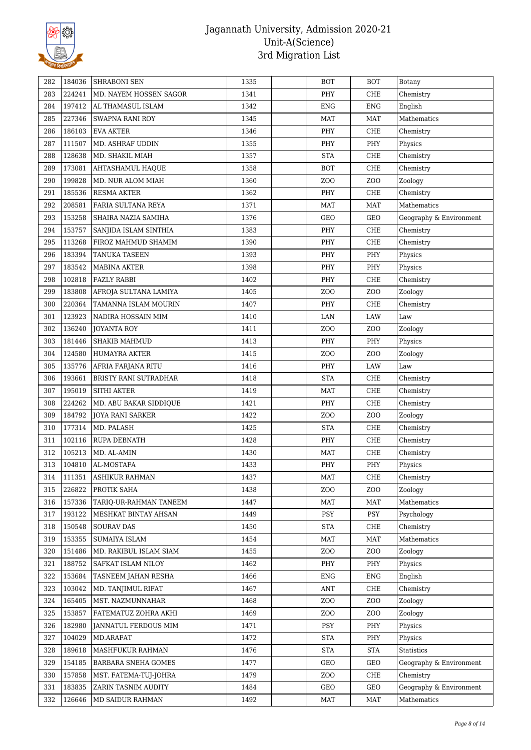# Jagannath University, Admission 2020-21
## Unit-A(Science)
## 3rd Migration List

| | | | | | | | |
|---|---|---|---|---|---|---|---|
| 282 | 184036 | SHRABONI SEN | 1335 | | BOT | BOT | Botany |
| 283 | 224241 | MD. NAYEM HOSSEN SAGOR | 1341 | | PHY | CHE | Chemistry |
| 284 | 197412 | AL THAMASUL ISLAM | 1342 | | ENG | ENG | English |
| 285 | 227346 | SWAPNA RANI ROY | 1345 | | MAT | MAT | Mathematics |
| 286 | 186103 | EVA AKTER | 1346 | | PHY | CHE | Chemistry |
| 287 | 111507 | MD. ASHRAF UDDIN | 1355 | | PHY | PHY | Physics |
| 288 | 128638 | MD. SHAKIL MIAH | 1357 | | STA | CHE | Chemistry |
| 289 | 173081 | AHTASHAMUL HAQUE | 1358 | | BOT | CHE | Chemistry |
| 290 | 199828 | MD. NUR ALOM MIAH | 1360 | | ZOO | ZOO | Zoology |
| 291 | 185536 | RESMA AKTER | 1362 | | PHY | CHE | Chemistry |
| 292 | 208581 | FARIA SULTANA REYA | 1371 | | MAT | MAT | Mathematics |
| 293 | 153258 | SHAIRA NAZIA SAMIHA | 1376 | | GEO | GEO | Geography & Environment |
| 294 | 153757 | SANJIDA ISLAM SINTHIA | 1383 | | PHY | CHE | Chemistry |
| 295 | 113268 | FIROZ MAHMUD SHAMIM | 1390 | | PHY | CHE | Chemistry |
| 296 | 183394 | TANUKA TASEEN | 1393 | | PHY | PHY | Physics |
| 297 | 183542 | MABINA AKTER | 1398 | | PHY | PHY | Physics |
| 298 | 102818 | FAZLY RABBI | 1402 | | PHY | CHE | Chemistry |
| 299 | 183808 | AFROJA SULTANA LAMIYA | 1405 | | ZOO | ZOO | Zoology |
| 300 | 220364 | TAMANNA ISLAM MOURIN | 1407 | | PHY | CHE | Chemistry |
| 301 | 123923 | NADIRA HOSSAIN MIM | 1410 | | LAN | LAW | Law |
| 302 | 136240 | JOYANTA ROY | 1411 | | ZOO | ZOO | Zoology |
| 303 | 181446 | SHAKIB MAHMUD | 1413 | | PHY | PHY | Physics |
| 304 | 124580 | HUMAYRA AKTER | 1415 | | ZOO | ZOO | Zoology |
| 305 | 135776 | AFRIA FARJANA RITU | 1416 | | PHY | LAW | Law |
| 306 | 193661 | BRISTY RANI SUTRADHAR | 1418 | | STA | CHE | Chemistry |
| 307 | 195019 | SITHI AKTER | 1419 | | MAT | CHE | Chemistry |
| 308 | 224262 | MD. ABU BAKAR SIDDIQUE | 1421 | | PHY | CHE | Chemistry |
| 309 | 184792 | JOYA RANI SARKER | 1422 | | ZOO | ZOO | Zoology |
| 310 | 177314 | MD. PALASH | 1425 | | STA | CHE | Chemistry |
| 311 | 102116 | RUPA DEBNATH | 1428 | | PHY | CHE | Chemistry |
| 312 | 105213 | MD. AL-AMIN | 1430 | | MAT | CHE | Chemistry |
| 313 | 104810 | AL-MOSTAFA | 1433 | | PHY | PHY | Physics |
| 314 | 111351 | ASHIKUR RAHMAN | 1437 | | MAT | CHE | Chemistry |
| 315 | 226822 | PROTIK SAHA | 1438 | | ZOO | ZOO | Zoology |
| 316 | 157336 | TARIQ-UR-RAHMAN TANEEM | 1447 | | MAT | MAT | Mathematics |
| 317 | 193122 | MESHKAT BINTAY AHSAN | 1449 | | PSY | PSY | Psychology |
| 318 | 150548 | SOURAV DAS | 1450 | | STA | CHE | Chemistry |
| 319 | 153355 | SUMAIYA ISLAM | 1454 | | MAT | MAT | Mathematics |
| 320 | 151486 | MD. RAKIBUL ISLAM SIAM | 1455 | | ZOO | ZOO | Zoology |
| 321 | 188752 | SAFKAT ISLAM NILOY | 1462 | | PHY | PHY | Physics |
| 322 | 153684 | TASNEEM JAHAN RESHA | 1466 | | ENG | ENG | English |
| 323 | 103042 | MD. TANJIMUL RIFAT | 1467 | | ANT | CHE | Chemistry |
| 324 | 165405 | MST. NAZMUNNAHAR | 1468 | | ZOO | ZOO | Zoology |
| 325 | 153857 | FATEMATUZ ZOHRA AKHI | 1469 | | ZOO | ZOO | Zoology |
| 326 | 182980 | JANNATUL FERDOUS MIM | 1471 | | PSY | PHY | Physics |
| 327 | 104029 | MD.ARAFAT | 1472 | | STA | PHY | Physics |
| 328 | 189618 | MASHFUKUR RAHMAN | 1476 | | STA | STA | Statistics |
| 329 | 154185 | BARBARA SNEHA GOMES | 1477 | | GEO | GEO | Geography & Environment |
| 330 | 157858 | MST. FATEMA-TUJ-JOHRA | 1479 | | ZOO | CHE | Chemistry |
| 331 | 183835 | ZARIN TASNIM AUDITY | 1484 | | GEO | GEO | Geography & Environment |
| 332 | 126646 | MD SAIDUR RAHMAN | 1492 | | MAT | MAT | Mathematics |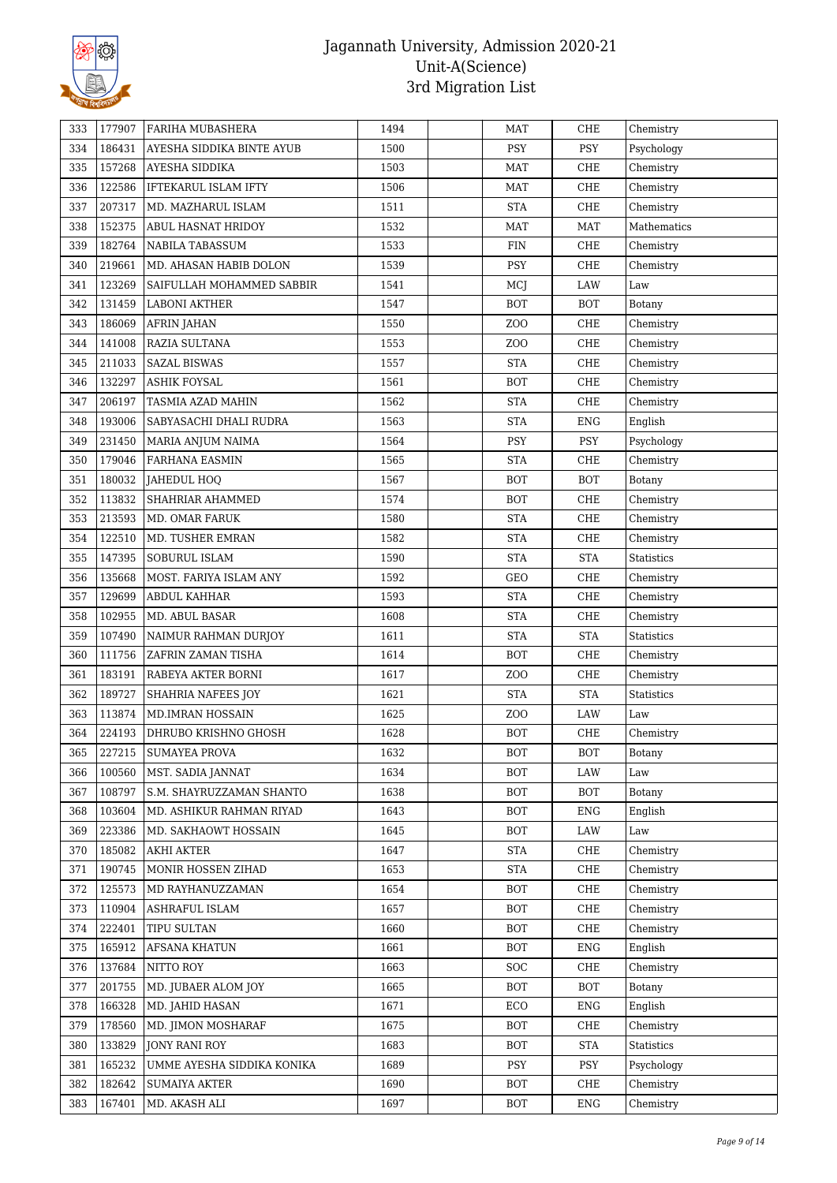# Jagannath University, Admission 2020-21
## Unit-A(Science)
## 3rd Migration List

| | | | | | | | |
|---|---|---|---|---|---|---|---|
| 333 | 177907 | FARIHA MUBASHERA | 1494 | | MAT | CHE | Chemistry |
| 334 | 186431 | AYESHA SIDDIKA BINTE AYUB | 1500 | | PSY | PSY | Psychology |
| 335 | 157268 | AYESHA SIDDIKA | 1503 | | MAT | CHE | Chemistry |
| 336 | 122586 | IFTEKARUL ISLAM IFTY | 1506 | | MAT | CHE | Chemistry |
| 337 | 207317 | MD. MAZHARUL ISLAM | 1511 | | STA | CHE | Chemistry |
| 338 | 152375 | ABUL HASNAT HRIDOY | 1532 | | MAT | MAT | Mathematics |
| 339 | 182764 | NABILA TABASSUM | 1533 | | FIN | CHE | Chemistry |
| 340 | 219661 | MD. AHASAN HABIB DOLON | 1539 | | PSY | CHE | Chemistry |
| 341 | 123269 | SAIFULLAH MOHAMMED SABBIR | 1541 | | MCJ | LAW | Law |
| 342 | 131459 | LABONI AKTHER | 1547 | | BOT | BOT | Botany |
| 343 | 186069 | AFRIN JAHAN | 1550 | | ZOO | CHE | Chemistry |
| 344 | 141008 | RAZIA SULTANA | 1553 | | ZOO | CHE | Chemistry |
| 345 | 211033 | SAZAL BISWAS | 1557 | | STA | CHE | Chemistry |
| 346 | 132297 | ASHIK FOYSAL | 1561 | | BOT | CHE | Chemistry |
| 347 | 206197 | TASMIA AZAD MAHIN | 1562 | | STA | CHE | Chemistry |
| 348 | 193006 | SABYASACHI DHALI RUDRA | 1563 | | STA | ENG | English |
| 349 | 231450 | MARIA ANJUM NAIMA | 1564 | | PSY | PSY | Psychology |
| 350 | 179046 | FARHANA EASMIN | 1565 | | STA | CHE | Chemistry |
| 351 | 180032 | JAHEDUL HOQ | 1567 | | BOT | BOT | Botany |
| 352 | 113832 | SHAHRIAR AHAMMED | 1574 | | BOT | CHE | Chemistry |
| 353 | 213593 | MD. OMAR FARUK | 1580 | | STA | CHE | Chemistry |
| 354 | 122510 | MD. TUSHER EMRAN | 1582 | | STA | CHE | Chemistry |
| 355 | 147395 | SOBURUL ISLAM | 1590 | | STA | STA | Statistics |
| 356 | 135668 | MOST. FARIYA ISLAM ANY | 1592 | | GEO | CHE | Chemistry |
| 357 | 129699 | ABDUL KAHHAR | 1593 | | STA | CHE | Chemistry |
| 358 | 102955 | MD. ABUL BASAR | 1608 | | STA | CHE | Chemistry |
| 359 | 107490 | NAIMUR RAHMAN DURJOY | 1611 | | STA | STA | Statistics |
| 360 | 111756 | ZAFRIN ZAMAN TISHA | 1614 | | BOT | CHE | Chemistry |
| 361 | 183191 | RABEYA AKTER BORNI | 1617 | | ZOO | CHE | Chemistry |
| 362 | 189727 | SHAHRIA NAFEES JOY | 1621 | | STA | STA | Statistics |
| 363 | 113874 | MD.IMRAN HOSSAIN | 1625 | | ZOO | LAW | Law |
| 364 | 224193 | DHRUBO KRISHNO GHOSH | 1628 | | BOT | CHE | Chemistry |
| 365 | 227215 | SUMAYEA PROVA | 1632 | | BOT | BOT | Botany |
| 366 | 100560 | MST. SADIA JANNAT | 1634 | | BOT | LAW | Law |
| 367 | 108797 | S.M. SHAYRUZZAMAN SHANTO | 1638 | | BOT | BOT | Botany |
| 368 | 103604 | MD. ASHIKUR RAHMAN RIYAD | 1643 | | BOT | ENG | English |
| 369 | 223386 | MD. SAKHAOWT HOSSAIN | 1645 | | BOT | LAW | Law |
| 370 | 185082 | AKHI AKTER | 1647 | | STA | CHE | Chemistry |
| 371 | 190745 | MONIR HOSSEN ZIHAD | 1653 | | STA | CHE | Chemistry |
| 372 | 125573 | MD RAYHANUZZAMAN | 1654 | | BOT | CHE | Chemistry |
| 373 | 110904 | ASHRAFUL ISLAM | 1657 | | BOT | CHE | Chemistry |
| 374 | 222401 | TIPU SULTAN | 1660 | | BOT | CHE | Chemistry |
| 375 | 165912 | AFSANA KHATUN | 1661 | | BOT | ENG | English |
| 376 | 137684 | NITTO ROY | 1663 | | SOC | CHE | Chemistry |
| 377 | 201755 | MD. JUBAER ALOM JOY | 1665 | | BOT | BOT | Botany |
| 378 | 166328 | MD. JAHID HASAN | 1671 | | ECO | ENG | English |
| 379 | 178560 | MD. JIMON MOSHARAF | 1675 | | BOT | CHE | Chemistry |
| 380 | 133829 | JONY RANI ROY | 1683 | | BOT | STA | Statistics |
| 381 | 165232 | UMME AYESHA SIDDIKA KONIKA | 1689 | | PSY | PSY | Psychology |
| 382 | 182642 | SUMAIYA AKTER | 1690 | | BOT | CHE | Chemistry |
| 383 | 167401 | MD. AKASH ALI | 1697 | | BOT | ENG | Chemistry |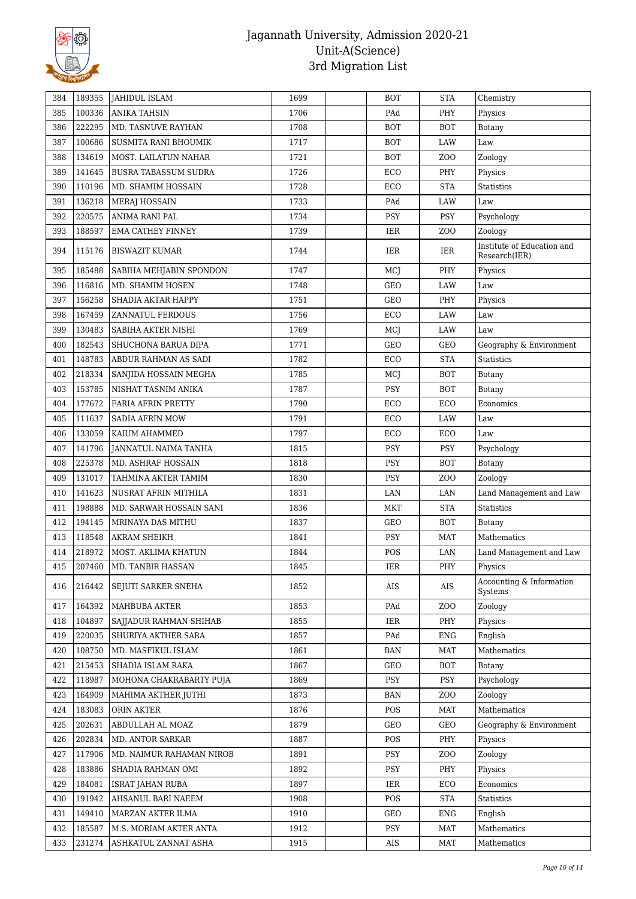# Jagannath University, Admission 2020-21
## Unit-A(Science)
## 3rd Migration List

| | | | | | | | |
|---|---|---|---|---|---|---|---|
| 384 | 189355 | JAHIDUL ISLAM | 1699 | | BOT | STA | Chemistry |
| 385 | 100336 | ANIKA TAHSIN | 1706 | | PAd | PHY | Physics |
| 386 | 222295 | MD. TASNUVE RAYHAN | 1708 | | BOT | BOT | Botany |
| 387 | 100686 | SUSMITA RANI BHOUMIK | 1717 | | BOT | LAW | Law |
| 388 | 134619 | MOST. LAILATUN NAHAR | 1721 | | BOT | ZOO | Zoology |
| 389 | 141645 | BUSRA TABASSUM SUDRA | 1726 | | ECO | PHY | Physics |
| 390 | 110196 | MD. SHAMIM HOSSAIN | 1728 | | ECO | STA | Statistics |
| 391 | 136218 | MERAJ HOSSAIN | 1733 | | PAd | LAW | Law |
| 392 | 220575 | ANIMA RANI PAL | 1734 | | PSY | PSY | Psychology |
| 393 | 188597 | EMA CATHEY FINNEY | 1739 | | IER | ZOO | Zoology |
| 394 | 115176 | BISWAZIT KUMAR | 1744 | | IER | IER | Institute of Education and Research(IER) |
| 395 | 185488 | SABIHA MEHJABIN SPONDON | 1747 | | MCJ | PHY | Physics |
| 396 | 116816 | MD. SHAMIM HOSEN | 1748 | | GEO | LAW | Law |
| 397 | 156258 | SHADIA AKTAR HAPPY | 1751 | | GEO | PHY | Physics |
| 398 | 167459 | ZANNATUL FERDOUS | 1756 | | ECO | LAW | Law |
| 399 | 130483 | SABIHA AKTER NISHI | 1769 | | MCJ | LAW | Law |
| 400 | 182543 | SHUCHONA BARUA DIPA | 1771 | | GEO | GEO | Geography & Environment |
| 401 | 148783 | ABDUR RAHMAN AS SADI | 1782 | | ECO | STA | Statistics |
| 402 | 218334 | SANJIDA HOSSAIN MEGHA | 1785 | | MCJ | BOT | Botany |
| 403 | 153785 | NISHAT TASNIM ANIKA | 1787 | | PSY | BOT | Botany |
| 404 | 177672 | FARIA AFRIN PRETTY | 1790 | | ECO | ECO | Economics |
| 405 | 111637 | SADIA AFRIN MOW | 1791 | | ECO | LAW | Law |
| 406 | 133059 | KAIUM AHAMMED | 1797 | | ECO | ECO | Law |
| 407 | 141796 | JANNATUL NAIMA TANHA | 1815 | | PSY | PSY | Psychology |
| 408 | 225378 | MD. ASHRAF HOSSAIN | 1818 | | PSY | BOT | Botany |
| 409 | 131017 | TAHMINA AKTER TAMIM | 1830 | | PSY | ZOO | Zoology |
| 410 | 141623 | NUSRAT AFRIN MITHILA | 1831 | | LAN | LAN | Land Management and Law |
| 411 | 198888 | MD. SARWAR HOSSAIN SANI | 1836 | | MKT | STA | Statistics |
| 412 | 194145 | MRINAYA DAS MITHU | 1837 | | GEO | BOT | Botany |
| 413 | 118548 | AKRAM SHEIKH | 1841 | | PSY | MAT | Mathematics |
| 414 | 218972 | MOST. AKLIMA KHATUN | 1844 | | POS | LAN | Land Management and Law |
| 415 | 207460 | MD. TANBIR HASSAN | 1845 | | IER | PHY | Physics |
| 416 | 216442 | SEJUTI SARKER SNEHA | 1852 | | AIS | AIS | Accounting & Information Systems |
| 417 | 164392 | MAHBUBA AKTER | 1853 | | PAd | ZOO | Zoology |
| 418 | 104897 | SAJJADUR RAHMAN SHIHAB | 1855 | | IER | PHY | Physics |
| 419 | 220035 | SHURIYA AKTHER SARA | 1857 | | PAd | ENG | English |
| 420 | 108750 | MD. MASFIKUL ISLAM | 1861 | | BAN | MAT | Mathematics |
| 421 | 215453 | SHADIA ISLAM RAKA | 1867 | | GEO | BOT | Botany |
| 422 | 118987 | MOHONA CHAKRABARTY PUJA | 1869 | | PSY | PSY | Psychology |
| 423 | 164909 | MAHIMA AKTHER JUTHI | 1873 | | BAN | ZOO | Zoology |
| 424 | 183083 | ORIN AKTER | 1876 | | POS | MAT | Mathematics |
| 425 | 202631 | ABDULLAH AL MOAZ | 1879 | | GEO | GEO | Geography & Environment |
| 426 | 202834 | MD. ANTOR SARKAR | 1887 | | POS | PHY | Physics |
| 427 | 117906 | MD. NAIMUR RAHAMAN NIROB | 1891 | | PSY | ZOO | Zoology |
| 428 | 183886 | SHADIA RAHMAN OMI | 1892 | | PSY | PHY | Physics |
| 429 | 184081 | ISRAT JAHAN RUBA | 1897 | | IER | ECO | Economics |
| 430 | 191942 | AHSANUL BARI NAEEM | 1908 | | POS | STA | Statistics |
| 431 | 149410 | MARZAN AKTER ILMA | 1910 | | GEO | ENG | English |
| 432 | 185587 | M.S. MORIAM AKTER ANTA | 1912 | | PSY | MAT | Mathematics |
| 433 | 231274 | ASHKATUL ZANNAT ASHA | 1915 | | AIS | MAT | Mathematics |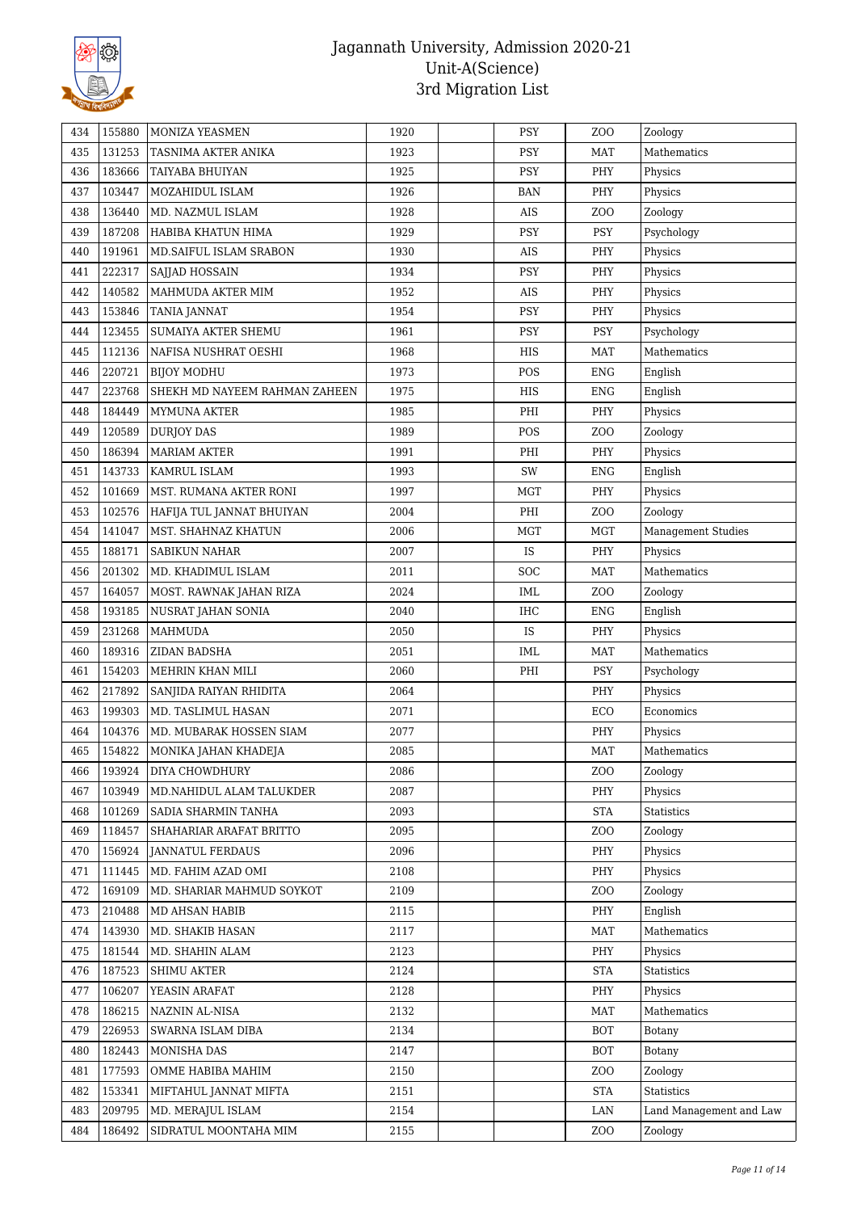# Jagannath University, Admission 2020-21
## Unit-A(Science)
## 3rd Migration List

| | | | | | | | |
|---|---|---|---|---|---|---|---|
| 434 | 155880 | MONIZA YEASMEN | 1920 | | PSY | ZOO | Zoology |
| 435 | 131253 | TASNIMA AKTER ANIKA | 1923 | | PSY | MAT | Mathematics |
| 436 | 183666 | TAIYABA BHUIYAN | 1925 | | PSY | PHY | Physics |
| 437 | 103447 | MOZAHIDUL ISLAM | 1926 | | BAN | PHY | Physics |
| 438 | 136440 | MD. NAZMUL ISLAM | 1928 | | AIS | ZOO | Zoology |
| 439 | 187208 | HABIBA KHATUN HIMA | 1929 | | PSY | PSY | Psychology |
| 440 | 191961 | MD.SAIFUL ISLAM SRABON | 1930 | | AIS | PHY | Physics |
| 441 | 222317 | SAJJAD HOSSAIN | 1934 | | PSY | PHY | Physics |
| 442 | 140582 | MAHMUDA AKTER MIM | 1952 | | AIS | PHY | Physics |
| 443 | 153846 | TANIA JANNAT | 1954 | | PSY | PHY | Physics |
| 444 | 123455 | SUMAIYA AKTER SHEMU | 1961 | | PSY | PSY | Psychology |
| 445 | 112136 | NAFISA NUSHRAT OESHI | 1968 | | HIS | MAT | Mathematics |
| 446 | 220721 | BIJOY MODHU | 1973 | | POS | ENG | English |
| 447 | 223768 | SHEKH MD NAYEEM RAHMAN ZAHEEN | 1975 | | HIS | ENG | English |
| 448 | 184449 | MYMUNA AKTER | 1985 | | PHI | PHY | Physics |
| 449 | 120589 | DURJOY DAS | 1989 | | POS | ZOO | Zoology |
| 450 | 186394 | MARIAM AKTER | 1991 | | PHI | PHY | Physics |
| 451 | 143733 | KAMRUL ISLAM | 1993 | | SW | ENG | English |
| 452 | 101669 | MST. RUMANA AKTER RONI | 1997 | | MGT | PHY | Physics |
| 453 | 102576 | HAFIJA TUL JANNAT BHUIYAN | 2004 | | PHI | ZOO | Zoology |
| 454 | 141047 | MST. SHAHNAZ KHATUN | 2006 | | MGT | MGT | Management Studies |
| 455 | 188171 | SABIKUN NAHAR | 2007 | | IS | PHY | Physics |
| 456 | 201302 | MD. KHADIMUL ISLAM | 2011 | | SOC | MAT | Mathematics |
| 457 | 164057 | MOST. RAWNAK JAHAN RIZA | 2024 | | IML | ZOO | Zoology |
| 458 | 193185 | NUSRAT JAHAN SONIA | 2040 | | IHC | ENG | English |
| 459 | 231268 | MAHMUDA | 2050 | | IS | PHY | Physics |
| 460 | 189316 | ZIDAN BADSHA | 2051 | | IML | MAT | Mathematics |
| 461 | 154203 | MEHRIN KHAN MILI | 2060 | | PHI | PSY | Psychology |
| 462 | 217892 | SANJIDA RAIYAN RHIDITA | 2064 | | | PHY | Physics |
| 463 | 199303 | MD. TASLIMUL HASAN | 2071 | | | ECO | Economics |
| 464 | 104376 | MD. MUBARAK HOSSEN SIAM | 2077 | | | PHY | Physics |
| 465 | 154822 | MONIKA JAHAN KHADEJA | 2085 | | | MAT | Mathematics |
| 466 | 193924 | DIYA CHOWDHURY | 2086 | | | ZOO | Zoology |
| 467 | 103949 | MD.NAHIDUL ALAM TALUKDER | 2087 | | | PHY | Physics |
| 468 | 101269 | SADIA SHARMIN TANHA | 2093 | | | STA | Statistics |
| 469 | 118457 | SHAHARIAR ARAFAT BRITTO | 2095 | | | ZOO | Zoology |
| 470 | 156924 | JANNATUL FERDAUS | 2096 | | | PHY | Physics |
| 471 | 111445 | MD. FAHIM AZAD OMI | 2108 | | | PHY | Physics |
| 472 | 169109 | MD. SHARIAR MAHMUD SOYKOT | 2109 | | | ZOO | Zoology |
| 473 | 210488 | MD AHSAN HABIB | 2115 | | | PHY | English |
| 474 | 143930 | MD. SHAKIB HASAN | 2117 | | | MAT | Mathematics |
| 475 | 181544 | MD. SHAHIN ALAM | 2123 | | | PHY | Physics |
| 476 | 187523 | SHIMU AKTER | 2124 | | | STA | Statistics |
| 477 | 106207 | YEASIN ARAFAT | 2128 | | | PHY | Physics |
| 478 | 186215 | NAZNIN AL-NISA | 2132 | | | MAT | Mathematics |
| 479 | 226953 | SWARNA ISLAM DIBA | 2134 | | | BOT | Botany |
| 480 | 182443 | MONISHA DAS | 2147 | | | BOT | Botany |
| 481 | 177593 | OMME HABIBA MAHIM | 2150 | | | ZOO | Zoology |
| 482 | 153341 | MIFTAHUL JANNAT MIFTA | 2151 | | | STA | Statistics |
| 483 | 209795 | MD. MERAJUL ISLAM | 2154 | | | LAN | Land Management and Law |
| 484 | 186492 | SIDRATUL MOONTAHA MIM | 2155 | | | ZOO | Zoology |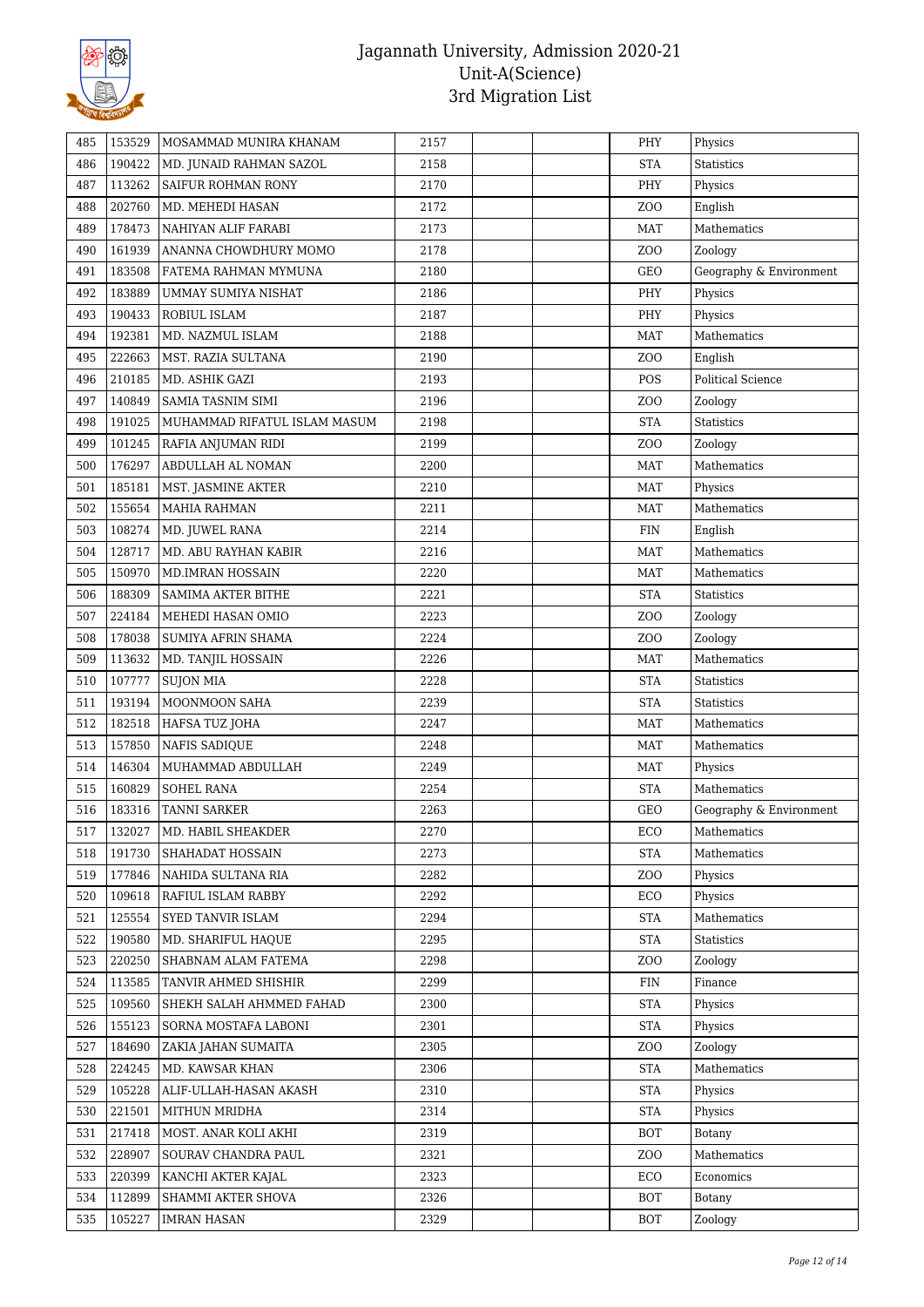# Jagannath University, Admission 2020-21
## Unit-A(Science)
### 3rd Migration List

| | | | | | | | |
|---|---|---|---|---|---|---|---|
| 485 | 153529 | MOSAMMAD MUNIRA KHANAM | 2157 | | | PHY | Physics |
| 486 | 190422 | MD. JUNAID RAHMAN SAZOL | 2158 | | | STA | Statistics |
| 487 | 113262 | SAIFUR ROHMAN RONY | 2170 | | | PHY | Physics |
| 488 | 202760 | MD. MEHEDI HASAN | 2172 | | | ZOO | English |
| 489 | 178473 | NAHIYAN ALIF FARABI | 2173 | | | MAT | Mathematics |
| 490 | 161939 | ANANNA CHOWDHURY MOMO | 2178 | | | ZOO | Zoology |
| 491 | 183508 | FATEMA RAHMAN MYMUNA | 2180 | | | GEO | Geography & Environment |
| 492 | 183889 | UMMAY SUMIYA NISHAT | 2186 | | | PHY | Physics |
| 493 | 190433 | ROBIUL ISLAM | 2187 | | | PHY | Physics |
| 494 | 192381 | MD. NAZMUL ISLAM | 2188 | | | MAT | Mathematics |
| 495 | 222663 | MST. RAZIA SULTANA | 2190 | | | ZOO | English |
| 496 | 210185 | MD. ASHIK GAZI | 2193 | | | POS | Political Science |
| 497 | 140849 | SAMIA TASNIM SIMI | 2196 | | | ZOO | Zoology |
| 498 | 191025 | MUHAMMAD RIFATUL ISLAM MASUM | 2198 | | | STA | Statistics |
| 499 | 101245 | RAFIA ANJUMAN RIDI | 2199 | | | ZOO | Zoology |
| 500 | 176297 | ABDULLAH AL NOMAN | 2200 | | | MAT | Mathematics |
| 501 | 185181 | MST. JASMINE AKTER | 2210 | | | MAT | Physics |
| 502 | 155654 | MAHIA RAHMAN | 2211 | | | MAT | Mathematics |
| 503 | 108274 | MD. JUWEL RANA | 2214 | | | FIN | English |
| 504 | 128717 | MD. ABU RAYHAN KABIR | 2216 | | | MAT | Mathematics |
| 505 | 150970 | MD.IMRAN HOSSAIN | 2220 | | | MAT | Mathematics |
| 506 | 188309 | SAMIMA AKTER BITHE | 2221 | | | STA | Statistics |
| 507 | 224184 | MEHEDI HASAN OMIO | 2223 | | | ZOO | Zoology |
| 508 | 178038 | SUMIYA AFRIN SHAMA | 2224 | | | ZOO | Zoology |
| 509 | 113632 | MD. TANJIL HOSSAIN | 2226 | | | MAT | Mathematics |
| 510 | 107777 | SUJON MIA | 2228 | | | STA | Statistics |
| 511 | 193194 | MOONMOON SAHA | 2239 | | | STA | Statistics |
| 512 | 182518 | HAFSA TUZ JOHA | 2247 | | | MAT | Mathematics |
| 513 | 157850 | NAFIS SADIQUE | 2248 | | | MAT | Mathematics |
| 514 | 146304 | MUHAMMAD ABDULLAH | 2249 | | | MAT | Physics |
| 515 | 160829 | SOHEL RANA | 2254 | | | STA | Mathematics |
| 516 | 183316 | TANNI SARKER | 2263 | | | GEO | Geography & Environment |
| 517 | 132027 | MD. HABIL SHEAKDER | 2270 | | | ECO | Mathematics |
| 518 | 191730 | SHAHADAT HOSSAIN | 2273 | | | STA | Mathematics |
| 519 | 177846 | NAHIDA SULTANA RIA | 2282 | | | ZOO | Physics |
| 520 | 109618 | RAFIUL ISLAM RABBY | 2292 | | | ECO | Physics |
| 521 | 125554 | SYED TANVIR ISLAM | 2294 | | | STA | Mathematics |
| 522 | 190580 | MD. SHARIFUL HAQUE | 2295 | | | STA | Statistics |
| 523 | 220250 | SHABNAM ALAM FATEMA | 2298 | | | ZOO | Zoology |
| 524 | 113585 | TANVIR AHMED SHISHIR | 2299 | | | FIN | Finance |
| 525 | 109560 | SHEKH SALAH AHMMED FAHAD | 2300 | | | STA | Physics |
| 526 | 155123 | SORNA MOSTAFA LABONI | 2301 | | | STA | Physics |
| 527 | 184690 | ZAKIA JAHAN SUMAITA | 2305 | | | ZOO | Zoology |
| 528 | 224245 | MD. KAWSAR KHAN | 2306 | | | STA | Mathematics |
| 529 | 105228 | ALIF-ULLAH-HASAN AKASH | 2310 | | | STA | Physics |
| 530 | 221501 | MITHUN MRIDHA | 2314 | | | STA | Physics |
| 531 | 217418 | MOST. ANAR KOLI AKHI | 2319 | | | BOT | Botany |
| 532 | 228907 | SOURAV CHANDRA PAUL | 2321 | | | ZOO | Mathematics |
| 533 | 220399 | KANCHI AKTER KAJAL | 2323 | | | ECO | Economics |
| 534 | 112899 | SHAMMI AKTER SHOVA | 2326 | | | BOT | Botany |
| 535 | 105227 | IMRAN HASAN | 2329 | | | BOT | Zoology |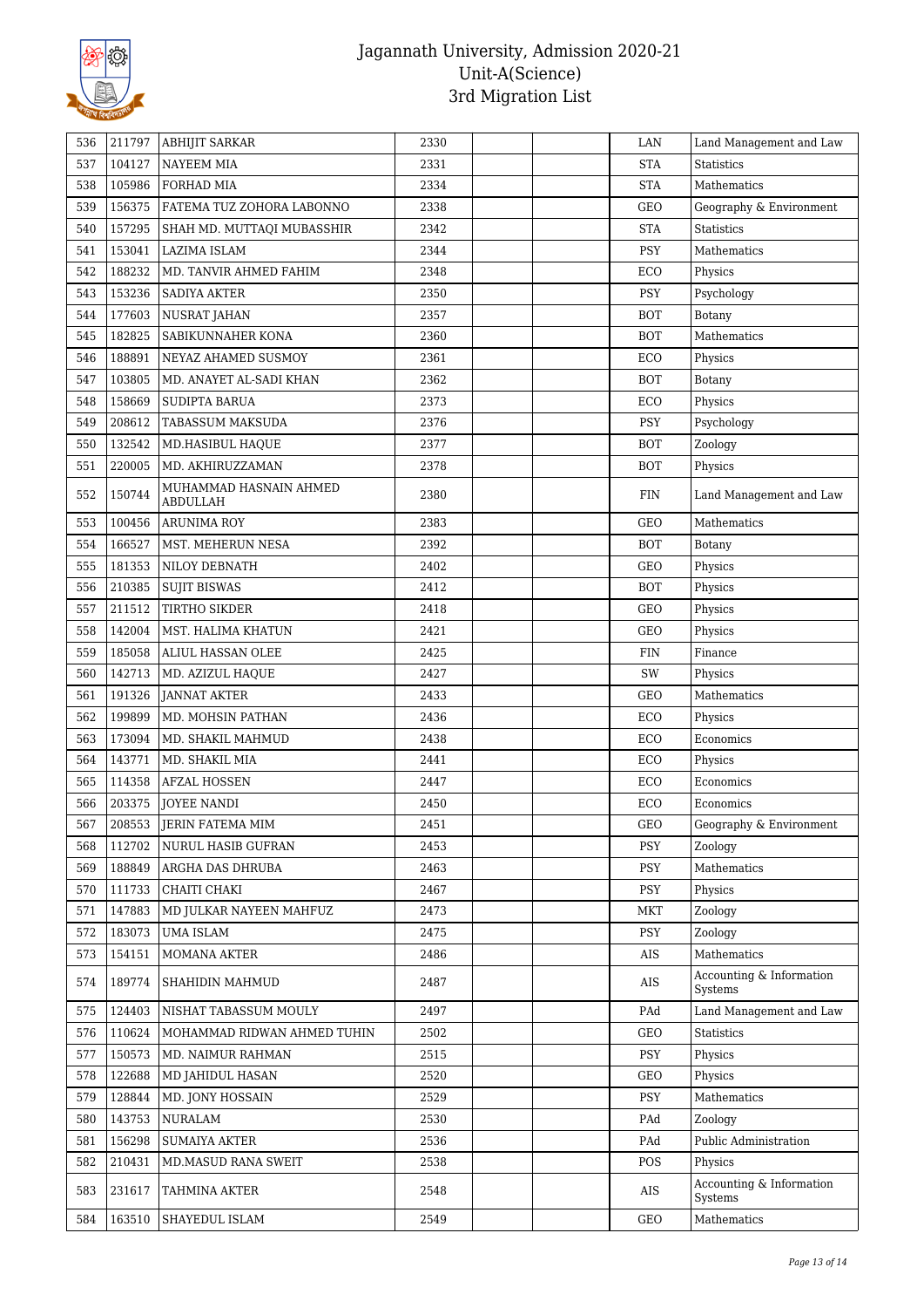| 536 | 211797 | ABHIJIT SARKAR | 2330 | | | LAN | Land Management and Law |
|---|---|---|---|---|---|---|---|
| 537 | 104127 | NAYEEM MIA | 2331 | | | STA | Statistics |
| 538 | 105986 | FORHAD MIA | 2334 | | | STA | Mathematics |
| 539 | 156375 | FATEMA TUZ ZOHORA LABONNO | 2338 | | | GEO | Geography & Environment |
| 540 | 157295 | SHAH MD. MUTTAQI MUBASSHIR | 2342 | | | STA | Statistics |
| 541 | 153041 | LAZIMA ISLAM | 2344 | | | PSY | Mathematics |
| 542 | 188232 | MD. TANVIR AHMED FAHIM | 2348 | | | ECO | Physics |
| 543 | 153236 | SADIYA AKTER | 2350 | | | PSY | Psychology |
| 544 | 177603 | NUSRAT JAHAN | 2357 | | | BOT | Botany |
| 545 | 182825 | SABIKUNNAHER KONA | 2360 | | | BOT | Mathematics |
| 546 | 188891 | NEYAZ AHAMED SUSMOY | 2361 | | | ECO | Physics |
| 547 | 103805 | MD. ANAYET AL-SADI KHAN | 2362 | | | BOT | Botany |
| 548 | 158669 | SUDIPTA BARUA | 2373 | | | ECO | Physics |
| 549 | 208612 | TABASSUM MAKSUDA | 2376 | | | PSY | Psychology |
| 550 | 132542 | MD.HASIBUL HAQUE | 2377 | | | BOT | Zoology |
| 551 | 220005 | MD. AKHIRUZZAMAN | 2378 | | | BOT | Physics |
| 552 | 150744 | MUHAMMAD HASNAIN AHMED ABDULLAH | 2380 | | | FIN | Land Management and Law |
| 553 | 100456 | ARUNIMA ROY | 2383 | | | GEO | Mathematics |
| 554 | 166527 | MST. MEHERUN NESA | 2392 | | | BOT | Botany |
| 555 | 181353 | NILOY DEBNATH | 2402 | | | GEO | Physics |
| 556 | 210385 | SUJIT BISWAS | 2412 | | | BOT | Physics |
| 557 | 211512 | TIRTHO SIKDER | 2418 | | | GEO | Physics |
| 558 | 142004 | MST. HALIMA KHATUN | 2421 | | | GEO | Physics |
| 559 | 185058 | ALIUL HASSAN OLEE | 2425 | | | FIN | Finance |
| 560 | 142713 | MD. AZIZUL HAQUE | 2427 | | | SW | Physics |
| 561 | 191326 | JANNAT AKTER | 2433 | | | GEO | Mathematics |
| 562 | 199899 | MD. MOHSIN PATHAN | 2436 | | | ECO | Physics |
| 563 | 173094 | MD. SHAKIL MAHMUD | 2438 | | | ECO | Economics |
| 564 | 143771 | MD. SHAKIL MIA | 2441 | | | ECO | Physics |
| 565 | 114358 | AFZAL HOSSEN | 2447 | | | ECO | Economics |
| 566 | 203375 | JOYEE NANDI | 2450 | | | ECO | Economics |
| 567 | 208553 | JERIN FATEMA MIM | 2451 | | | GEO | Geography & Environment |
| 568 | 112702 | NURUL HASIB GUFRAN | 2453 | | | PSY | Zoology |
| 569 | 188849 | ARGHA DAS DHRUBA | 2463 | | | PSY | Mathematics |
| 570 | 111733 | CHAITI CHAKI | 2467 | | | PSY | Physics |
| 571 | 147883 | MD JULKAR NAYEEN MAHFUZ | 2473 | | | MKT | Zoology |
| 572 | 183073 | UMA ISLAM | 2475 | | | PSY | Zoology |
| 573 | 154151 | MOMANA AKTER | 2486 | | | AIS | Mathematics |
| 574 | 189774 | SHAHIDIN MAHMUD | 2487 | | | AIS | Accounting & Information Systems |
| 575 | 124403 | NISHAT TABASSUM MOULY | 2497 | | | PAd | Land Management and Law |
| 576 | 110624 | MOHAMMAD RIDWAN AHMED TUHIN | 2502 | | | GEO | Statistics |
| 577 | 150573 | MD. NAIMUR RAHMAN | 2515 | | | PSY | Physics |
| 578 | 122688 | MD JAHIDUL HASAN | 2520 | | | GEO | Physics |
| 579 | 128844 | MD. JONY HOSSAIN | 2529 | | | PSY | Mathematics |
| 580 | 143753 | NURALAM | 2530 | | | PAd | Zoology |
| 581 | 156298 | SUMAIYA AKTER | 2536 | | | PAd | Public Administration |
| 582 | 210431 | MD.MASUD RANA SWEIT | 2538 | | | POS | Physics |
| 583 | 231617 | TAHMINA AKTER | 2548 | | | AIS | Accounting & Information Systems |
| 584 | 163510 | SHAYEDUL ISLAM | 2549 | | | GEO | Mathematics |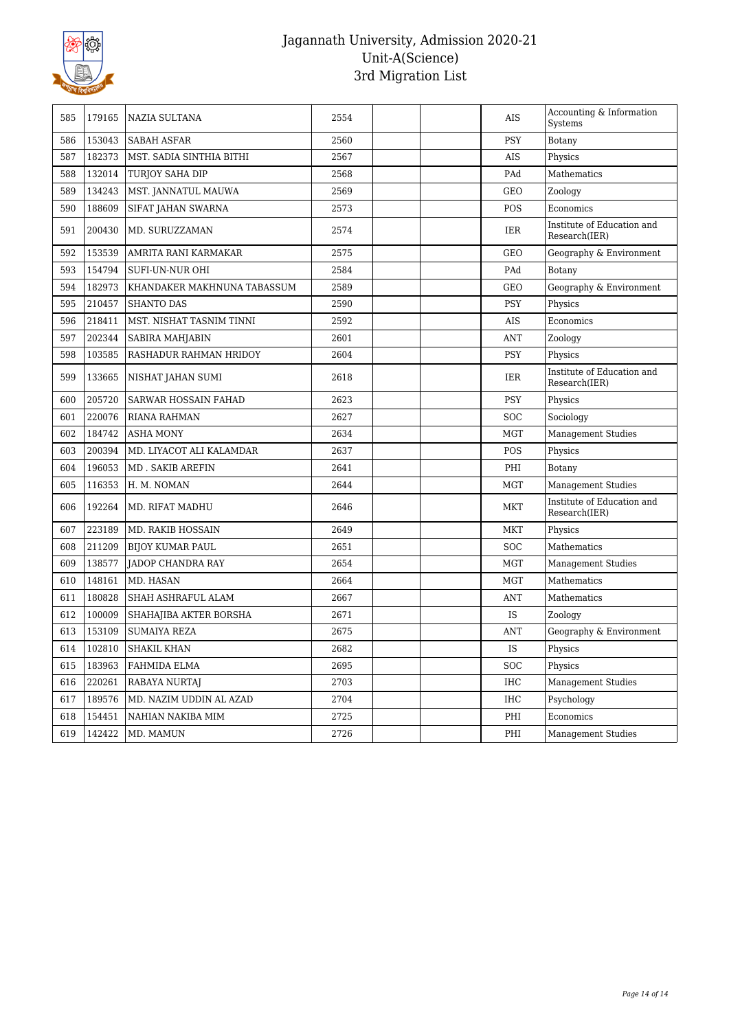# Jagannath University, Admission 2020-21
## Unit-A(Science)
## 3rd Migration List

| | | | | | | | |
|---|---|---|---|---|---|---|---|
| 585 | 179165 | NAZIA SULTANA | 2554 | | | AIS | Accounting & Information Systems |
| 586 | 153043 | SABAH ASFAR | 2560 | | | PSY | Botany |
| 587 | 182373 | MST. SADIA SINTHIA BITHI | 2567 | | | AIS | Physics |
| 588 | 132014 | TURJOY SAHA DIP | 2568 | | | PAd | Mathematics |
| 589 | 134243 | MST. JANNATUL MAUWA | 2569 | | | GEO | Zoology |
| 590 | 188609 | SIFAT JAHAN SWARNA | 2573 | | | POS | Economics |
| 591 | 200430 | MD. SURUZZAMAN | 2574 | | | IER | Institute of Education and Research(IER) |
| 592 | 153539 | AMRITA RANI KARMAKAR | 2575 | | | GEO | Geography & Environment |
| 593 | 154794 | SUFI-UN-NUR OHI | 2584 | | | PAd | Botany |
| 594 | 182973 | KHANDAKER MAKHNUNA TABASSUM | 2589 | | | GEO | Geography & Environment |
| 595 | 210457 | SHANTO DAS | 2590 | | | PSY | Physics |
| 596 | 218411 | MST. NISHAT TASNIM TINNI | 2592 | | | AIS | Economics |
| 597 | 202344 | SABIRA MAHJABIN | 2601 | | | ANT | Zoology |
| 598 | 103585 | RASHADUR RAHMAN HRIDOY | 2604 | | | PSY | Physics |
| 599 | 133665 | NISHAT JAHAN SUMI | 2618 | | | IER | Institute of Education and Research(IER) |
| 600 | 205720 | SARWAR HOSSAIN FAHAD | 2623 | | | PSY | Physics |
| 601 | 220076 | RIANA RAHMAN | 2627 | | | SOC | Sociology |
| 602 | 184742 | ASHA MONY | 2634 | | | MGT | Management Studies |
| 603 | 200394 | MD. LIYACOT ALI KALAMDAR | 2637 | | | POS | Physics |
| 604 | 196053 | MD . SAKIB AREFIN | 2641 | | | PHI | Botany |
| 605 | 116353 | H. M. NOMAN | 2644 | | | MGT | Management Studies |
| 606 | 192264 | MD. RIFAT MADHU | 2646 | | | MKT | Institute of Education and Research(IER) |
| 607 | 223189 | MD. RAKIB HOSSAIN | 2649 | | | MKT | Physics |
| 608 | 211209 | BIJOY KUMAR PAUL | 2651 | | | SOC | Mathematics |
| 609 | 138577 | JADOP CHANDRA RAY | 2654 | | | MGT | Management Studies |
| 610 | 148161 | MD. HASAN | 2664 | | | MGT | Mathematics |
| 611 | 180828 | SHAH ASHRAFUL ALAM | 2667 | | | ANT | Mathematics |
| 612 | 100009 | SHAHAJIBA AKTER BORSHA | 2671 | | | IS | Zoology |
| 613 | 153109 | SUMAIYA REZA | 2675 | | | ANT | Geography & Environment |
| 614 | 102810 | SHAKIL KHAN | 2682 | | | IS | Physics |
| 615 | 183963 | FAHMIDA ELMA | 2695 | | | SOC | Physics |
| 616 | 220261 | RABAYA NURTAJ | 2703 | | | IHC | Management Studies |
| 617 | 189576 | MD. NAZIM UDDIN AL AZAD | 2704 | | | IHC | Psychology |
| 618 | 154451 | NAHIAN NAKIBA MIM | 2725 | | | PHI | Economics |
| 619 | 142422 | MD. MAMUN | 2726 | | | PHI | Management Studies |